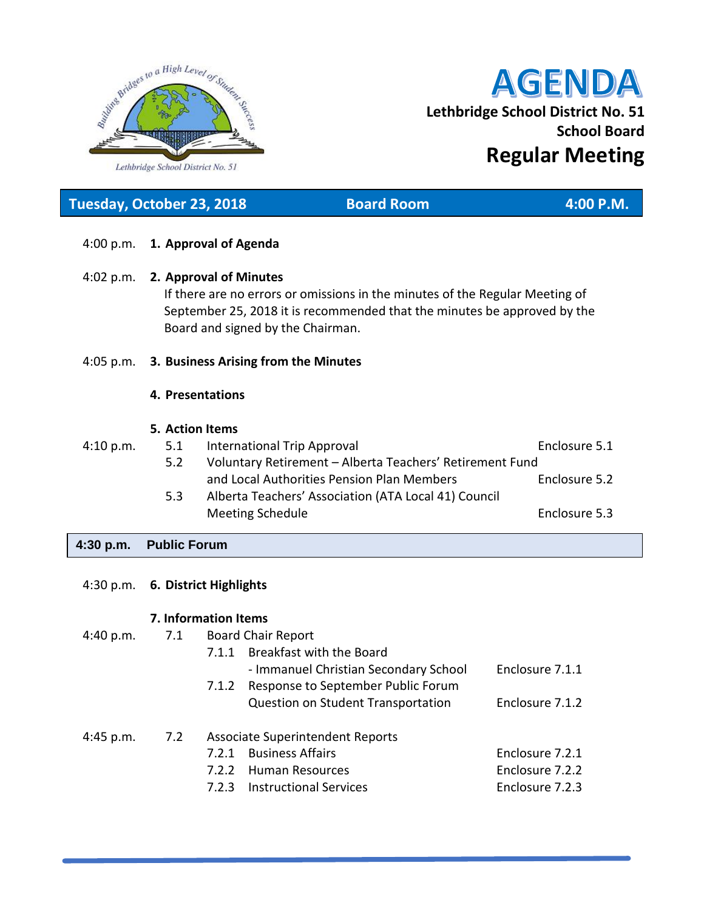Building Bridges to a High Level of Student Success

Lethbridge School District No. 51

# AGENDA

**Lethbridge School District No. 51**
**School Board**

## Regular Meeting

**Tuesday, October 23, 2018 | Board Room | 4:00 P.M.**

4:00 p.m. **1. Approval of Agenda**

4:02 p.m. **2. Approval of Minutes**

If there are no errors or omissions in the minutes of the Regular Meeting of September 25, 2018 it is recommended that the minutes be approved by the Board and signed by the Chairman.

4:05 p.m. **3. Business Arising from the Minutes**

**4. Presentations**

**5. Action Items**

| Time | No. | Item | Enclosure |
|---|---|---|---|
| 4:10 p.m. | 5.1 | International Trip Approval | Enclosure 5.1 |
| | 5.2 | Voluntary Retirement – Alberta Teachers' Retirement Fund and Local Authorities Pension Plan Members | Enclosure 5.2 |
| | 5.3 | Alberta Teachers' Association (ATA Local 41) Council Meeting Schedule | Enclosure 5.3 |

**4:30 p.m. Public Forum**

4:30 p.m. **6. District Highlights**

**7. Information Items**

| Time | No. | Item | Enclosure |
|---|---|---|---|
| 4:40 p.m. | 7.1 | Board Chair Report | |
| | 7.1.1 | Breakfast with the Board - Immanuel Christian Secondary School | Enclosure 7.1.1 |
| | 7.1.2 | Response to September Public Forum Question on Student Transportation | Enclosure 7.1.2 |
| 4:45 p.m. | 7.2 | Associate Superintendent Reports | |
| | 7.2.1 | Business Affairs | Enclosure 7.2.1 |
| | 7.2.2 | Human Resources | Enclosure 7.2.2 |
| | 7.2.3 | Instructional Services | Enclosure 7.2.3 |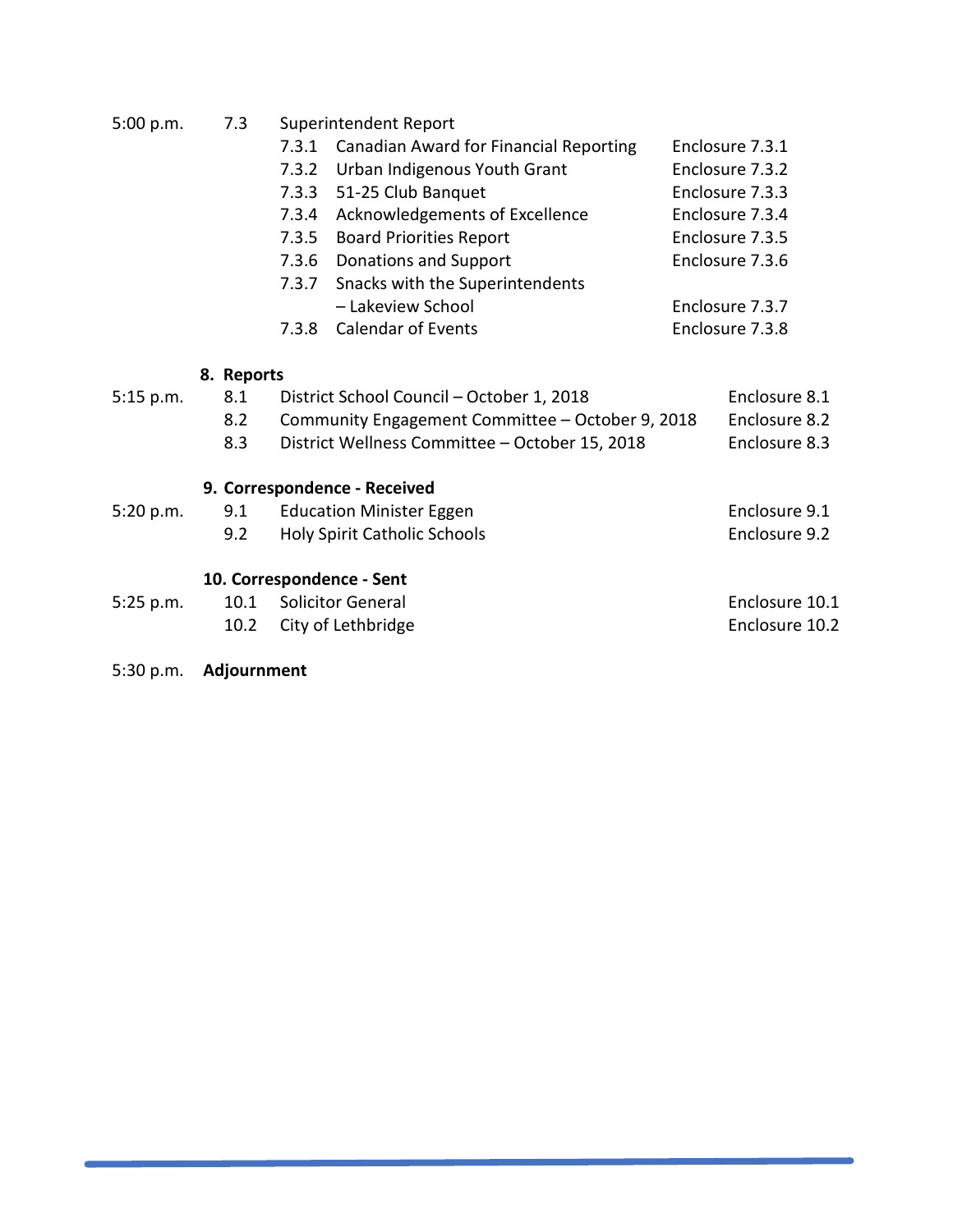| Time | Item | | Description | Enclosure |
|---|---|---|---|---|
| 5:00 p.m. | 7.3 | | Superintendent Report | |
| | | 7.3.1 | Canadian Award for Financial Reporting | Enclosure 7.3.1 |
| | | 7.3.2 | Urban Indigenous Youth Grant | Enclosure 7.3.2 |
| | | 7.3.3 | 51-25 Club Banquet | Enclosure 7.3.3 |
| | | 7.3.4 | Acknowledgements of Excellence | Enclosure 7.3.4 |
| | | 7.3.5 | Board Priorities Report | Enclosure 7.3.5 |
| | | 7.3.6 | Donations and Support | Enclosure 7.3.6 |
| | | 7.3.7 | Snacks with the Superintendents – Lakeview School | Enclosure 7.3.7 |
| | | 7.3.8 | Calendar of Events | Enclosure 7.3.8 |

**8. Reports**

| Time | Item | Description | Enclosure |
|---|---|---|---|
| 5:15 p.m. | 8.1 | District School Council – October 1, 2018 | Enclosure 8.1 |
| | 8.2 | Community Engagement Committee – October 9, 2018 | Enclosure 8.2 |
| | 8.3 | District Wellness Committee – October 15, 2018 | Enclosure 8.3 |

**9. Correspondence - Received**

| Time | Item | Description | Enclosure |
|---|---|---|---|
| 5:20 p.m. | 9.1 | Education Minister Eggen | Enclosure 9.1 |
| | 9.2 | Holy Spirit Catholic Schools | Enclosure 9.2 |

**10. Correspondence - Sent**

| Time | Item | Description | Enclosure |
|---|---|---|---|
| 5:25 p.m. | 10.1 | Solicitor General | Enclosure 10.1 |
| | 10.2 | City of Lethbridge | Enclosure 10.2 |

5:30 p.m. **Adjournment**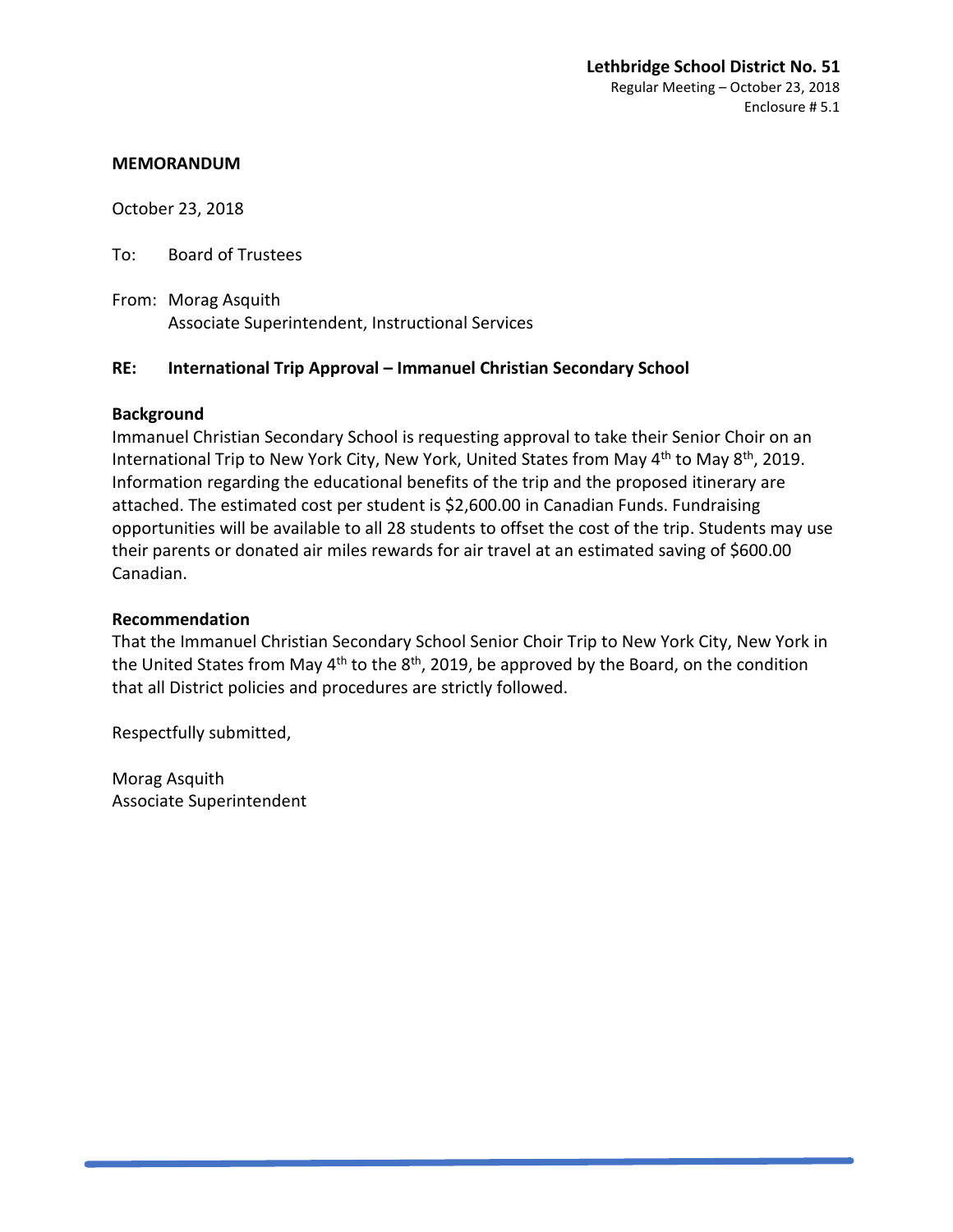**Lethbridge School District No. 51**
Regular Meeting – October 23, 2018
Enclosure # 5.1

**MEMORANDUM**

October 23, 2018

To: Board of Trustees

From: Morag Asquith
Associate Superintendent, Instructional Services

**RE: International Trip Approval – Immanuel Christian Secondary School**

**Background**

Immanuel Christian Secondary School is requesting approval to take their Senior Choir on an International Trip to New York City, New York, United States from May 4th to May 8th, 2019. Information regarding the educational benefits of the trip and the proposed itinerary are attached. The estimated cost per student is $2,600.00 in Canadian Funds. Fundraising opportunities will be available to all 28 students to offset the cost of the trip. Students may use their parents or donated air miles rewards for air travel at an estimated saving of $600.00 Canadian.

**Recommendation**

That the Immanuel Christian Secondary School Senior Choir Trip to New York City, New York in the United States from May 4th to the 8th, 2019, be approved by the Board, on the condition that all District policies and procedures are strictly followed.

Respectfully submitted,

Morag Asquith
Associate Superintendent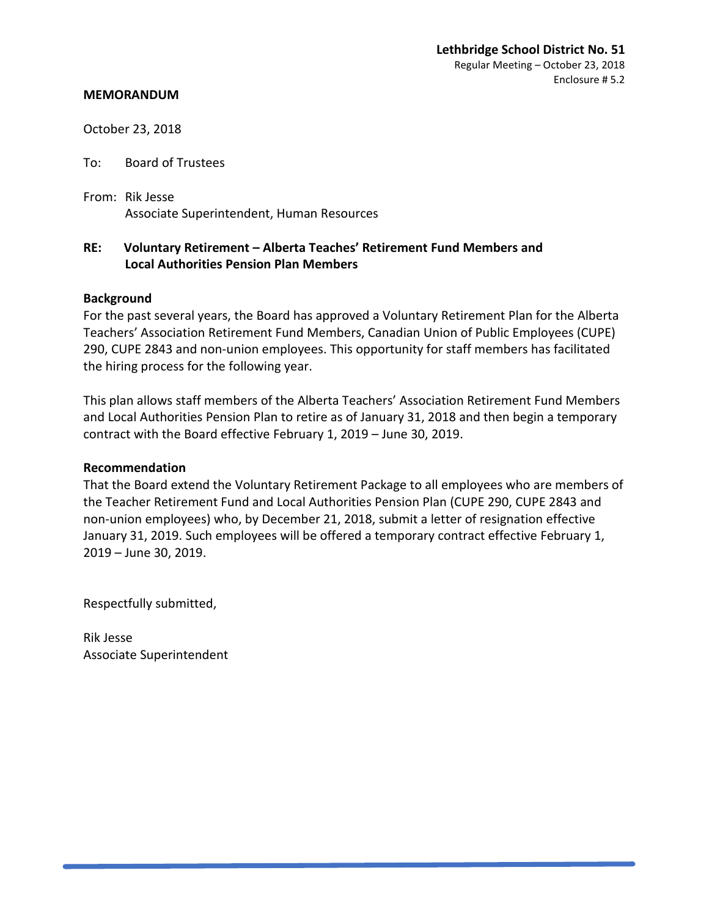**Lethbridge School District No. 51**
Regular Meeting – October 23, 2018
Enclosure # 5.2

**MEMORANDUM**

October 23, 2018

To: Board of Trustees

From: Rik Jesse
Associate Superintendent, Human Resources

**RE: Voluntary Retirement – Alberta Teaches' Retirement Fund Members and Local Authorities Pension Plan Members**

**Background**

For the past several years, the Board has approved a Voluntary Retirement Plan for the Alberta Teachers' Association Retirement Fund Members, Canadian Union of Public Employees (CUPE) 290, CUPE 2843 and non-union employees. This opportunity for staff members has facilitated the hiring process for the following year.

This plan allows staff members of the Alberta Teachers' Association Retirement Fund Members and Local Authorities Pension Plan to retire as of January 31, 2018 and then begin a temporary contract with the Board effective February 1, 2019 – June 30, 2019.

**Recommendation**

That the Board extend the Voluntary Retirement Package to all employees who are members of the Teacher Retirement Fund and Local Authorities Pension Plan (CUPE 290, CUPE 2843 and non-union employees) who, by December 21, 2018, submit a letter of resignation effective January 31, 2019. Such employees will be offered a temporary contract effective February 1, 2019 – June 30, 2019.

Respectfully submitted,

Rik Jesse
Associate Superintendent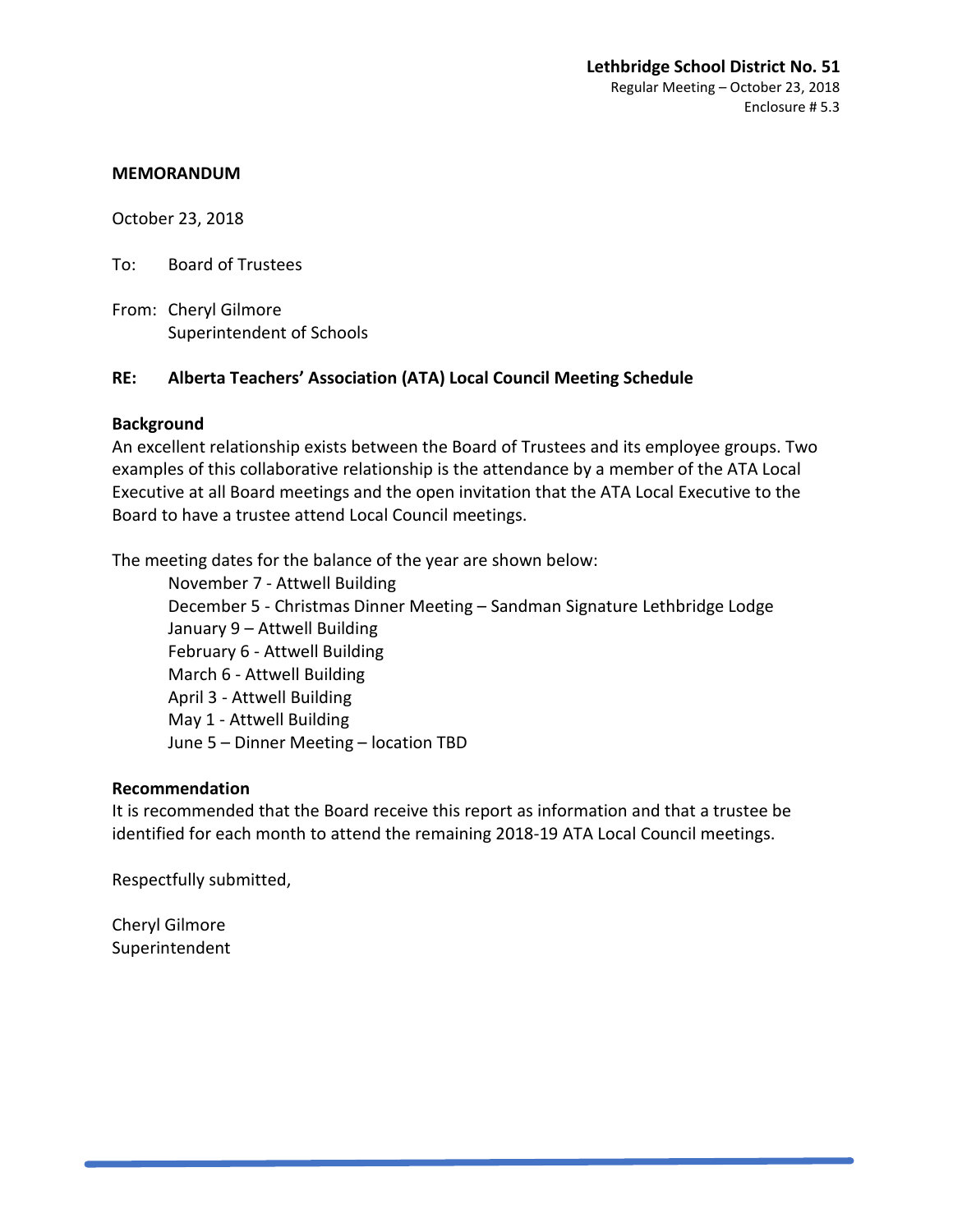**Lethbridge School District No. 51**
Regular Meeting – October 23, 2018
Enclosure # 5.3

**MEMORANDUM**

October 23, 2018

To: Board of Trustees

From: Cheryl Gilmore
Superintendent of Schools

**RE: Alberta Teachers' Association (ATA) Local Council Meeting Schedule**

**Background**

An excellent relationship exists between the Board of Trustees and its employee groups. Two examples of this collaborative relationship is the attendance by a member of the ATA Local Executive at all Board meetings and the open invitation that the ATA Local Executive to the Board to have a trustee attend Local Council meetings.

The meeting dates for the balance of the year are shown below:

November 7 - Attwell Building
December 5 - Christmas Dinner Meeting – Sandman Signature Lethbridge Lodge
January 9 – Attwell Building
February 6 - Attwell Building
March 6 - Attwell Building
April 3 - Attwell Building
May 1 - Attwell Building
June 5 – Dinner Meeting – location TBD

**Recommendation**

It is recommended that the Board receive this report as information and that a trustee be identified for each month to attend the remaining 2018-19 ATA Local Council meetings.

Respectfully submitted,

Cheryl Gilmore
Superintendent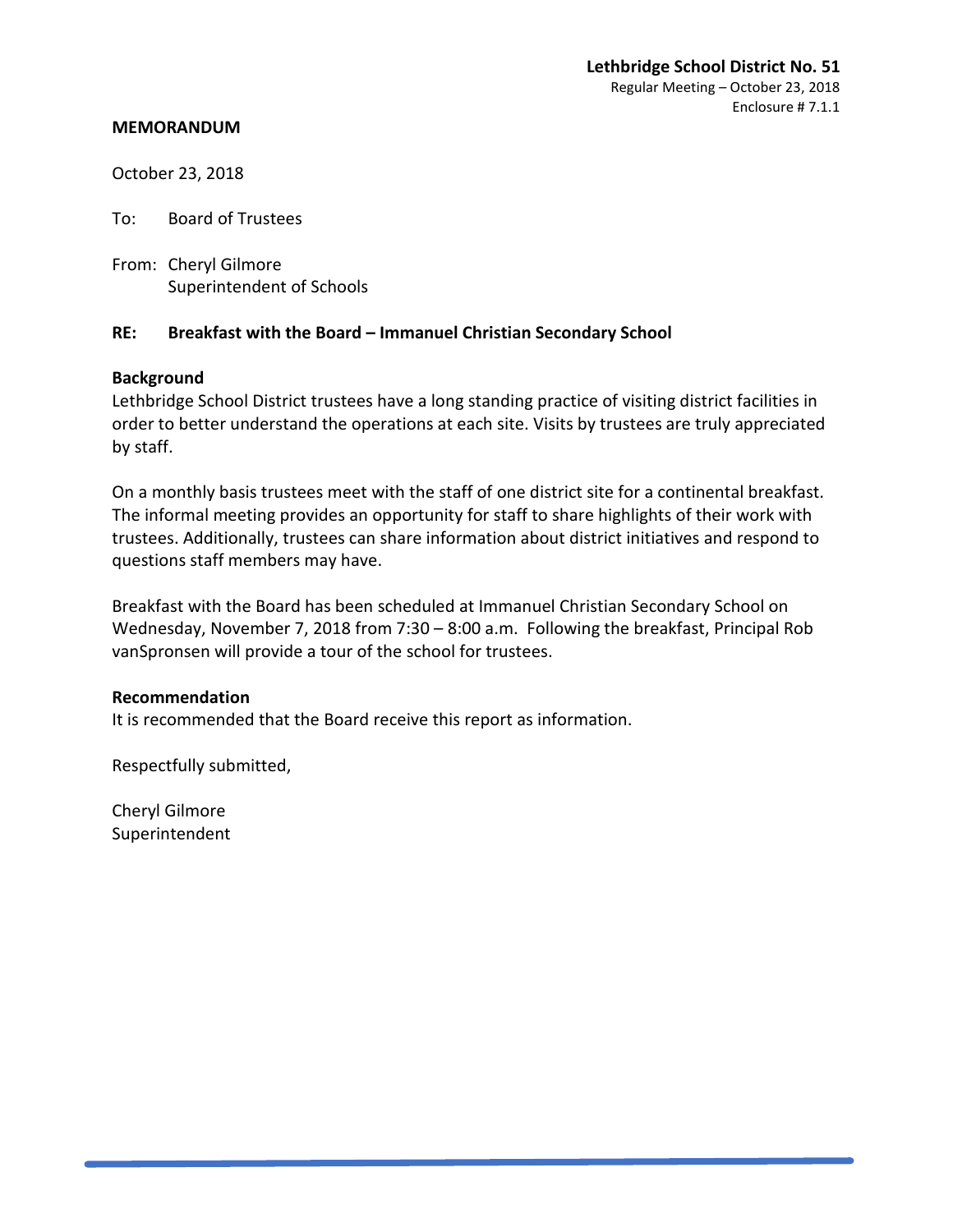**Lethbridge School District No. 51**
Regular Meeting – October 23, 2018
Enclosure # 7.1.1

**MEMORANDUM**

October 23, 2018

To: Board of Trustees

From: Cheryl Gilmore
Superintendent of Schools

**RE: Breakfast with the Board – Immanuel Christian Secondary School**

**Background**

Lethbridge School District trustees have a long standing practice of visiting district facilities in order to better understand the operations at each site. Visits by trustees are truly appreciated by staff.

On a monthly basis trustees meet with the staff of one district site for a continental breakfast. The informal meeting provides an opportunity for staff to share highlights of their work with trustees. Additionally, trustees can share information about district initiatives and respond to questions staff members may have.

Breakfast with the Board has been scheduled at Immanuel Christian Secondary School on Wednesday, November 7, 2018 from 7:30 – 8:00 a.m. Following the breakfast, Principal Rob vanSpronsen will provide a tour of the school for trustees.

**Recommendation**

It is recommended that the Board receive this report as information.

Respectfully submitted,

Cheryl Gilmore
Superintendent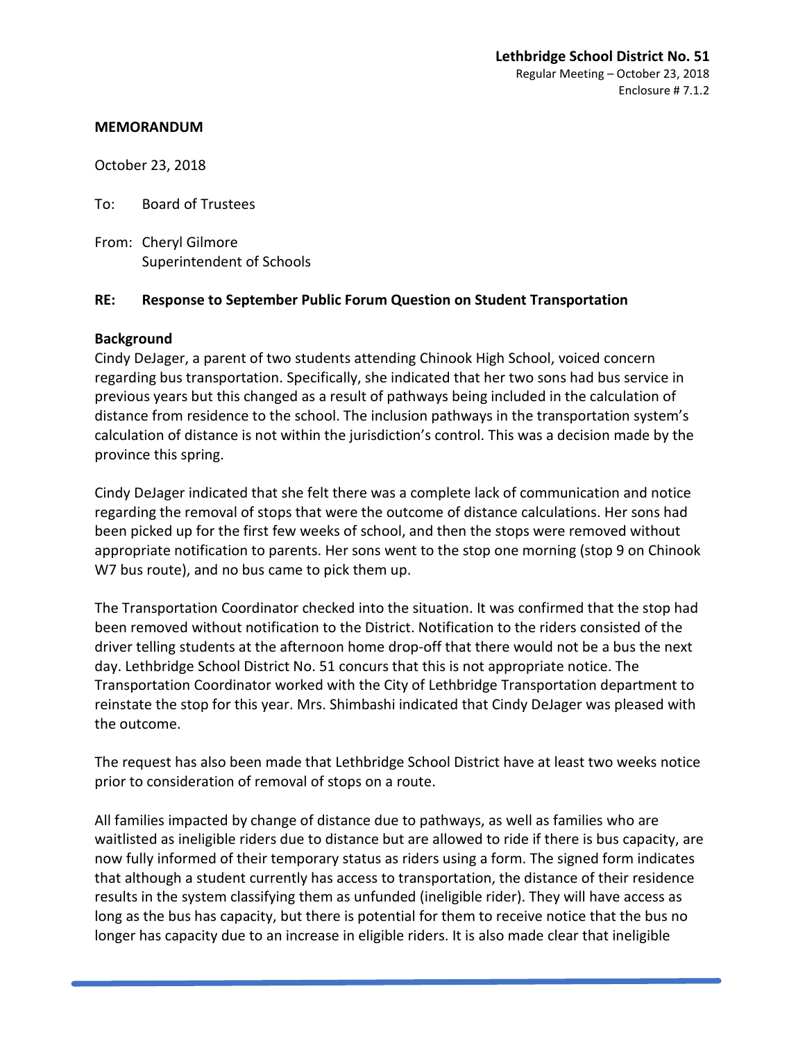**Lethbridge School District No. 51**
Regular Meeting – October 23, 2018
Enclosure # 7.1.2

**MEMORANDUM**

October 23, 2018

To: Board of Trustees

From: Cheryl Gilmore
Superintendent of Schools

**RE: Response to September Public Forum Question on Student Transportation**

**Background**

Cindy DeJager, a parent of two students attending Chinook High School, voiced concern regarding bus transportation. Specifically, she indicated that her two sons had bus service in previous years but this changed as a result of pathways being included in the calculation of distance from residence to the school. The inclusion pathways in the transportation system's calculation of distance is not within the jurisdiction's control. This was a decision made by the province this spring.

Cindy DeJager indicated that she felt there was a complete lack of communication and notice regarding the removal of stops that were the outcome of distance calculations. Her sons had been picked up for the first few weeks of school, and then the stops were removed without appropriate notification to parents. Her sons went to the stop one morning (stop 9 on Chinook W7 bus route), and no bus came to pick them up.

The Transportation Coordinator checked into the situation. It was confirmed that the stop had been removed without notification to the District. Notification to the riders consisted of the driver telling students at the afternoon home drop-off that there would not be a bus the next day. Lethbridge School District No. 51 concurs that this is not appropriate notice. The Transportation Coordinator worked with the City of Lethbridge Transportation department to reinstate the stop for this year. Mrs. Shimbashi indicated that Cindy DeJager was pleased with the outcome.

The request has also been made that Lethbridge School District have at least two weeks notice prior to consideration of removal of stops on a route.

All families impacted by change of distance due to pathways, as well as families who are waitlisted as ineligible riders due to distance but are allowed to ride if there is bus capacity, are now fully informed of their temporary status as riders using a form. The signed form indicates that although a student currently has access to transportation, the distance of their residence results in the system classifying them as unfunded (ineligible rider). They will have access as long as the bus has capacity, but there is potential for them to receive notice that the bus no longer has capacity due to an increase in eligible riders. It is also made clear that ineligible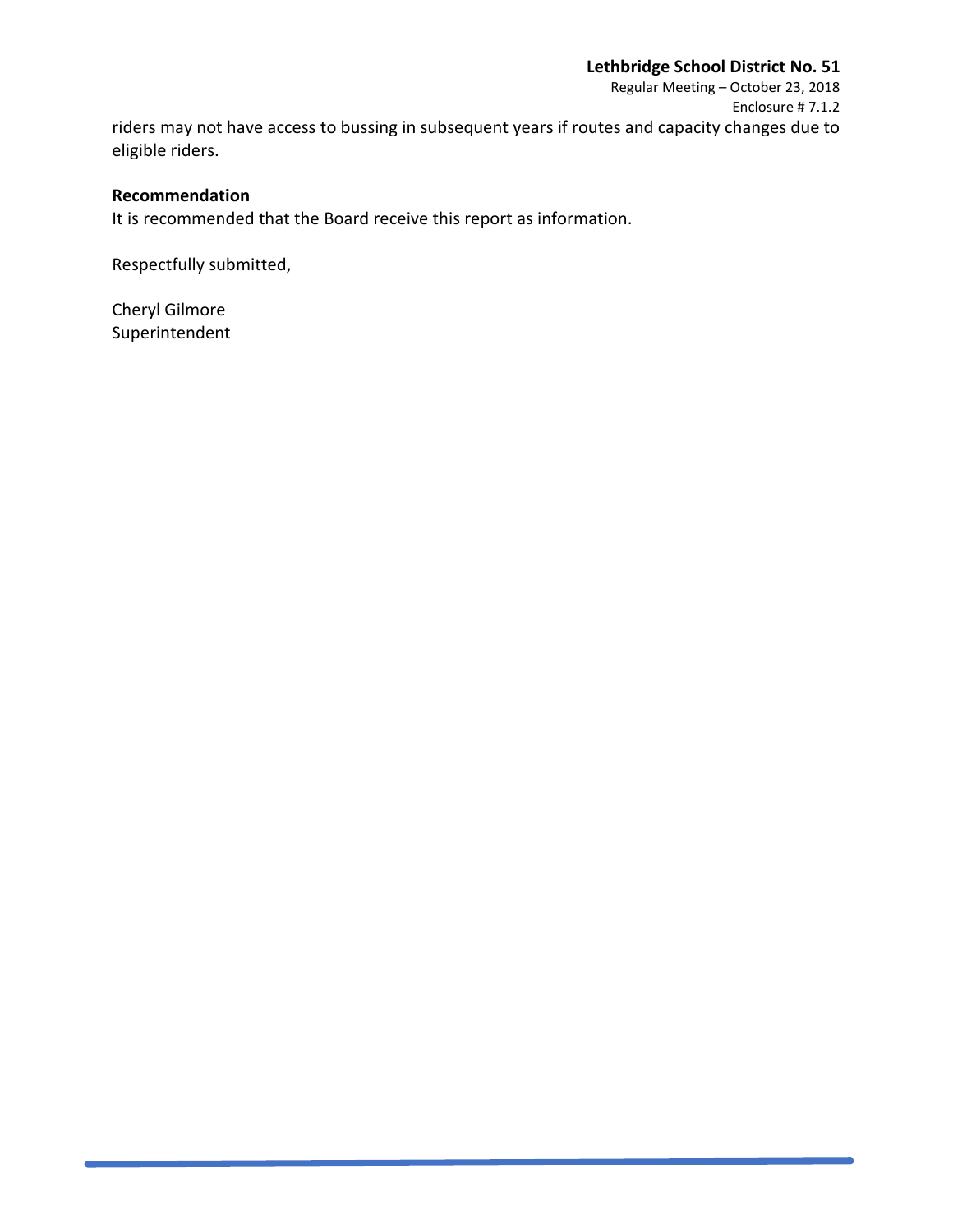riders may not have access to bussing in subsequent years if routes and capacity changes due to eligible riders.

**Recommendation**

It is recommended that the Board receive this report as information.

Respectfully submitted,

Cheryl Gilmore
Superintendent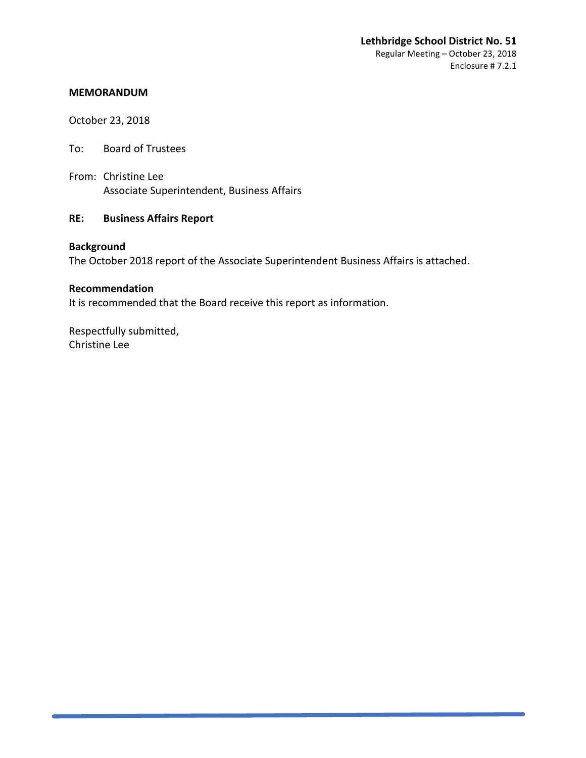**Lethbridge School District No. 51**
Regular Meeting – October 23, 2018
Enclosure # 7.2.1

**MEMORANDUM**

October 23, 2018

To: Board of Trustees

From: Christine Lee
Associate Superintendent, Business Affairs

**RE: Business Affairs Report**

**Background**
The October 2018 report of the Associate Superintendent Business Affairs is attached.

**Recommendation**
It is recommended that the Board receive this report as information.

Respectfully submitted,
Christine Lee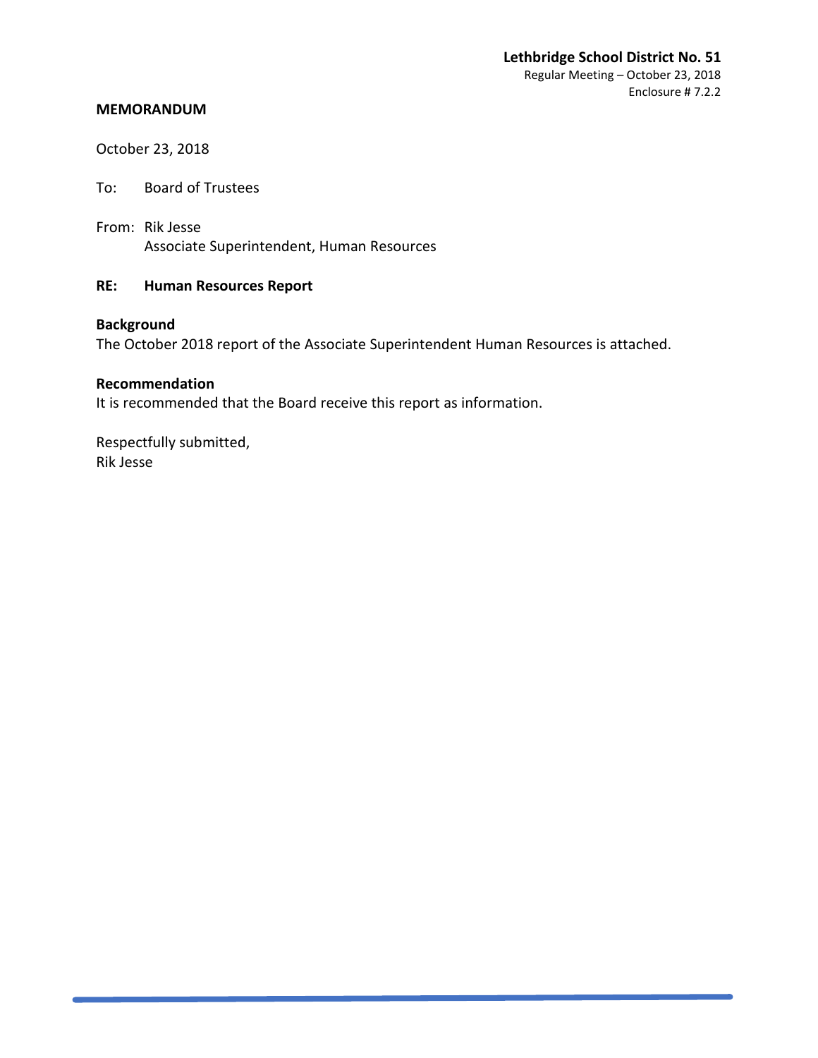**Lethbridge School District No. 51**
Regular Meeting – October 23, 2018
Enclosure # 7.2.2

**MEMORANDUM**

October 23, 2018

To: Board of Trustees

From: Rik Jesse
Associate Superintendent, Human Resources

**RE: Human Resources Report**

**Background**
The October 2018 report of the Associate Superintendent Human Resources is attached.

**Recommendation**
It is recommended that the Board receive this report as information.

Respectfully submitted,
Rik Jesse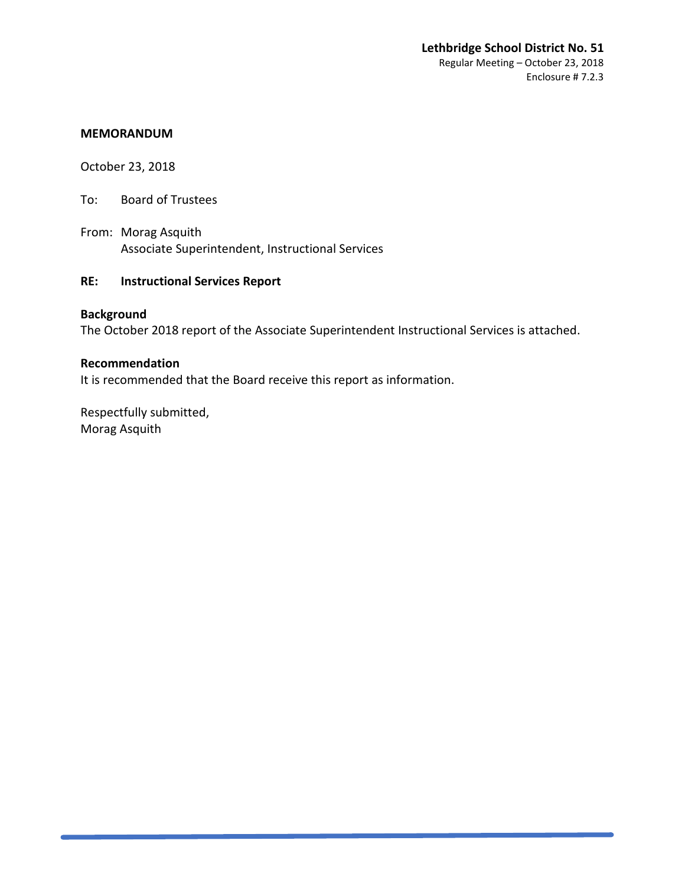**Lethbridge School District No. 51**
Regular Meeting – October 23, 2018
Enclosure # 7.2.3

**MEMORANDUM**

October 23, 2018

To: Board of Trustees

From: Morag Asquith
Associate Superintendent, Instructional Services

**RE: Instructional Services Report**

**Background**
The October 2018 report of the Associate Superintendent Instructional Services is attached.

**Recommendation**
It is recommended that the Board receive this report as information.

Respectfully submitted,
Morag Asquith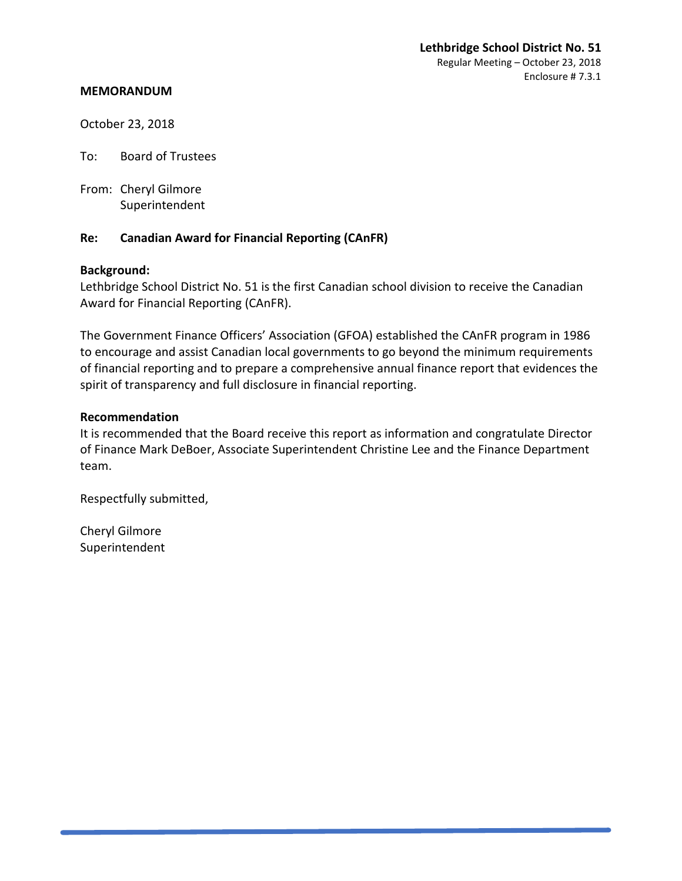**Lethbridge School District No. 51**
Regular Meeting – October 23, 2018
Enclosure # 7.3.1

**MEMORANDUM**

October 23, 2018

To: Board of Trustees

From: Cheryl Gilmore
Superintendent

**Re: Canadian Award for Financial Reporting (CAnFR)**

**Background:**
Lethbridge School District No. 51 is the first Canadian school division to receive the Canadian Award for Financial Reporting (CAnFR).

The Government Finance Officers' Association (GFOA) established the CAnFR program in 1986 to encourage and assist Canadian local governments to go beyond the minimum requirements of financial reporting and to prepare a comprehensive annual finance report that evidences the spirit of transparency and full disclosure in financial reporting.

**Recommendation**
It is recommended that the Board receive this report as information and congratulate Director of Finance Mark DeBoer, Associate Superintendent Christine Lee and the Finance Department team.

Respectfully submitted,

Cheryl Gilmore
Superintendent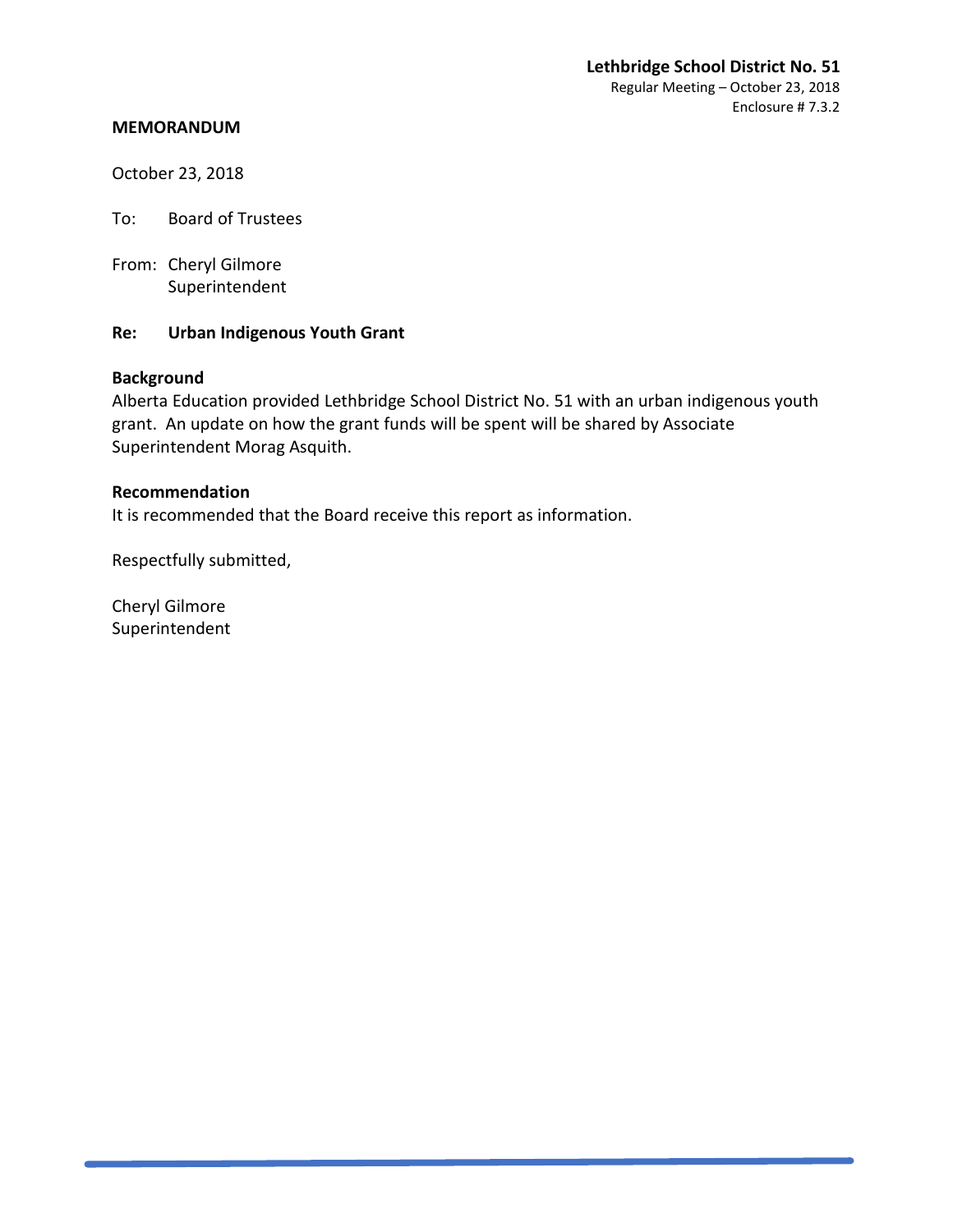**Lethbridge School District No. 51**
Regular Meeting – October 23, 2018
Enclosure # 7.3.2

**MEMORANDUM**

October 23, 2018

To: Board of Trustees

From: Cheryl Gilmore
Superintendent

**Re: Urban Indigenous Youth Grant**

**Background**

Alberta Education provided Lethbridge School District No. 51 with an urban indigenous youth grant. An update on how the grant funds will be spent will be shared by Associate Superintendent Morag Asquith.

**Recommendation**

It is recommended that the Board receive this report as information.

Respectfully submitted,

Cheryl Gilmore
Superintendent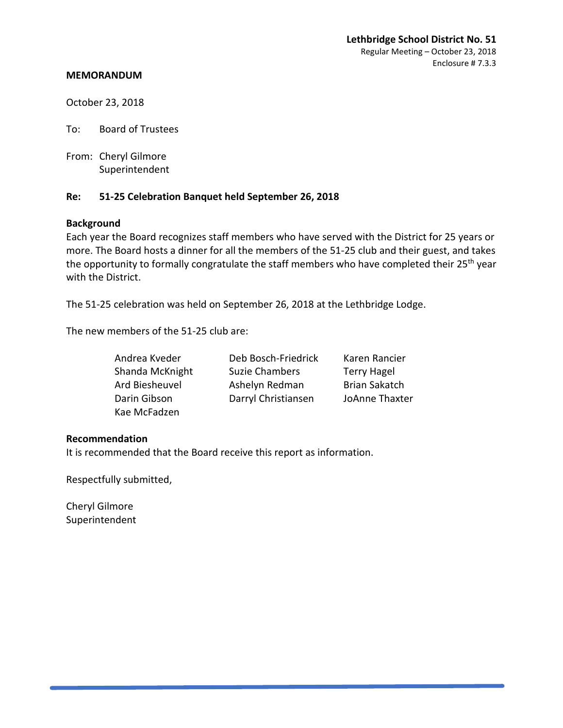**Lethbridge School District No. 51**
Regular Meeting – October 23, 2018
Enclosure # 7.3.3

**MEMORANDUM**

October 23, 2018

To: Board of Trustees

From: Cheryl Gilmore
Superintendent

**Re: 51-25 Celebration Banquet held September 26, 2018**

**Background**

Each year the Board recognizes staff members who have served with the District for 25 years or more. The Board hosts a dinner for all the members of the 51-25 club and their guest, and takes the opportunity to formally congratulate the staff members who have completed their 25th year with the District.

The 51-25 celebration was held on September 26, 2018 at the Lethbridge Lodge.

The new members of the 51-25 club are:

| | | |
|---|---|---|
| Andrea Kveder | Deb Bosch-Friedrick | Karen Rancier |
| Shanda McKnight | Suzie Chambers | Terry Hagel |
| Ard Biesheuvel | Ashelyn Redman | Brian Sakatch |
| Darin Gibson | Darryl Christiansen | JoAnne Thaxter |
| Kae McFadzen | | |

**Recommendation**

It is recommended that the Board receive this report as information.

Respectfully submitted,

Cheryl Gilmore
Superintendent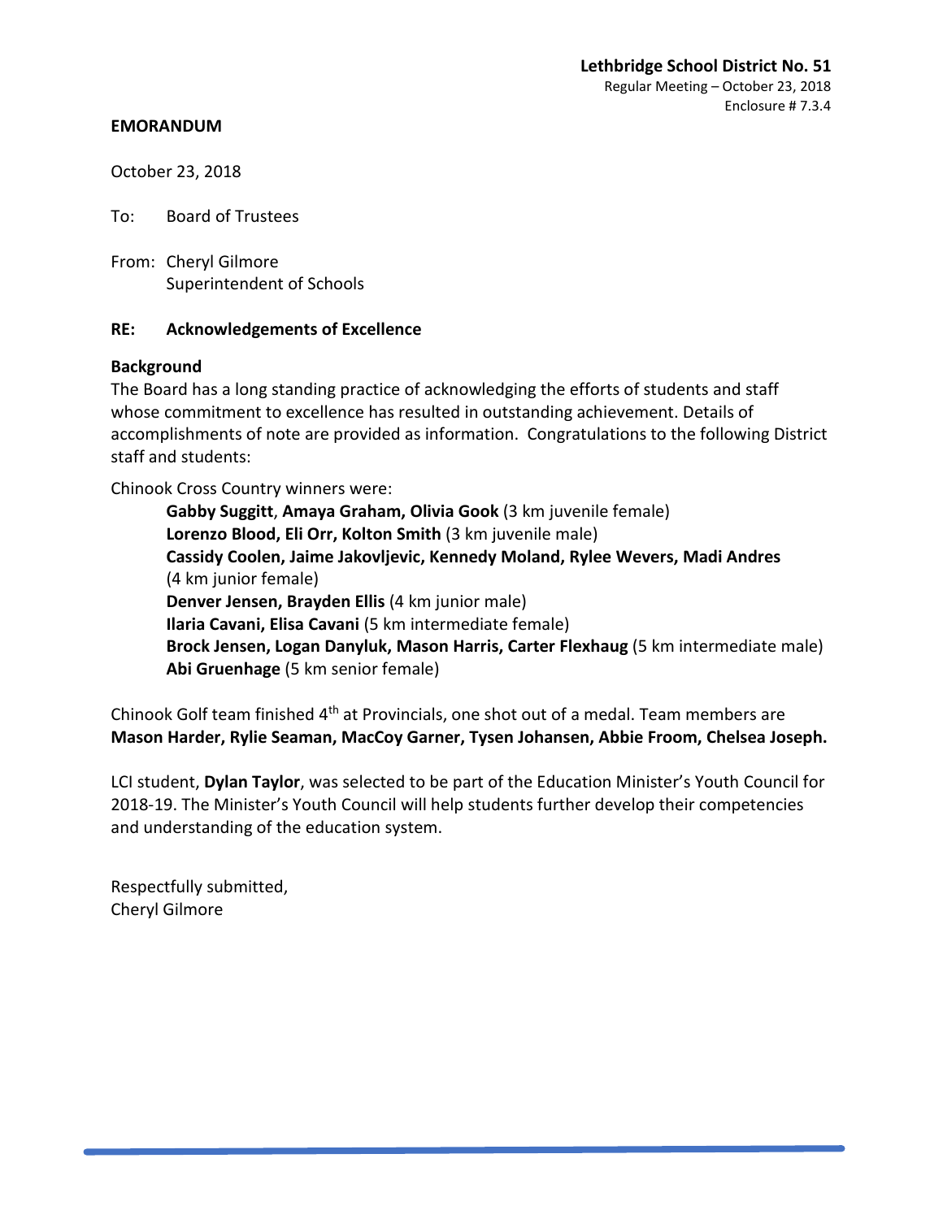**Lethbridge School District No. 51**
Regular Meeting – October 23, 2018
Enclosure # 7.3.4

**EMORANDUM**

October 23, 2018

To: Board of Trustees

From: Cheryl Gilmore
Superintendent of Schools

**RE: Acknowledgements of Excellence**

**Background**

The Board has a long standing practice of acknowledging the efforts of students and staff whose commitment to excellence has resulted in outstanding achievement. Details of accomplishments of note are provided as information. Congratulations to the following District staff and students:

Chinook Cross Country winners were:

- **Gabby Suggitt**, **Amaya Graham, Olivia Gook** (3 km juvenile female)
- **Lorenzo Blood, Eli Orr, Kolton Smith** (3 km juvenile male)
- **Cassidy Coolen, Jaime Jakovljevic, Kennedy Moland, Rylee Wevers, Madi Andres** (4 km junior female)
- **Denver Jensen, Brayden Ellis** (4 km junior male)
- **Ilaria Cavani, Elisa Cavani** (5 km intermediate female)
- **Brock Jensen, Logan Danyluk, Mason Harris, Carter Flexhaug** (5 km intermediate male)
- **Abi Gruenhage** (5 km senior female)

Chinook Golf team finished 4th at Provincials, one shot out of a medal. Team members are **Mason Harder, Rylie Seaman, MacCoy Garner, Tysen Johansen, Abbie Froom, Chelsea Joseph.**

LCI student, **Dylan Taylor**, was selected to be part of the Education Minister's Youth Council for 2018-19. The Minister's Youth Council will help students further develop their competencies and understanding of the education system.

Respectfully submitted,
Cheryl Gilmore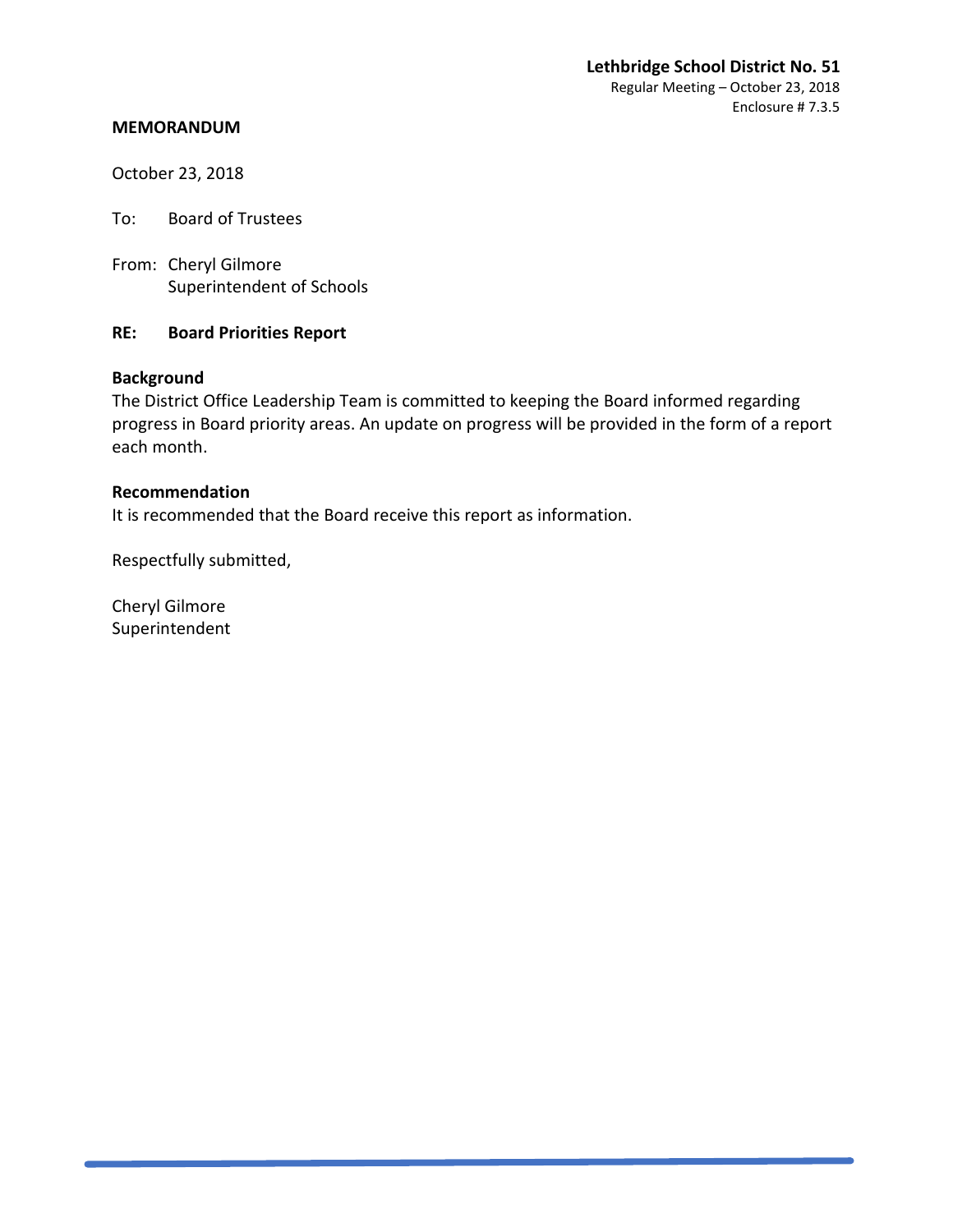**Lethbridge School District No. 51**
Regular Meeting – October 23, 2018
Enclosure # 7.3.5

**MEMORANDUM**

October 23, 2018

To: Board of Trustees

From: Cheryl Gilmore
Superintendent of Schools

**RE: Board Priorities Report**

**Background**
The District Office Leadership Team is committed to keeping the Board informed regarding progress in Board priority areas. An update on progress will be provided in the form of a report each month.

**Recommendation**
It is recommended that the Board receive this report as information.

Respectfully submitted,

Cheryl Gilmore
Superintendent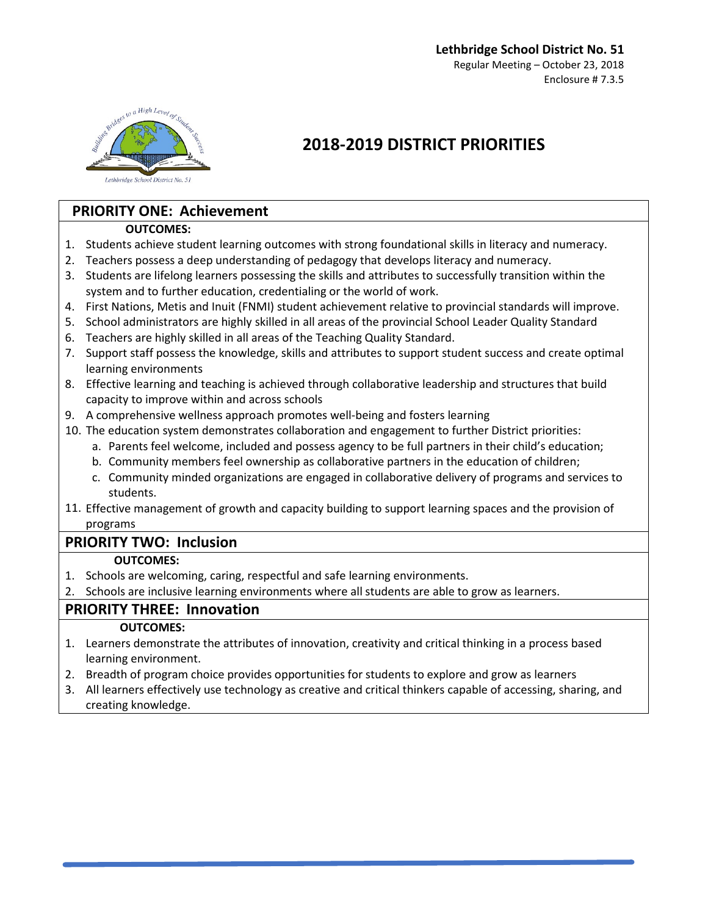**Lethbridge School District No. 51**
Regular Meeting – October 23, 2018
Enclosure # 7.3.5

# 2018-2019 DISTRICT PRIORITIES

## PRIORITY ONE: Achievement

**OUTCOMES:**

1. Students achieve student learning outcomes with strong foundational skills in literacy and numeracy.
2. Teachers possess a deep understanding of pedagogy that develops literacy and numeracy.
3. Students are lifelong learners possessing the skills and attributes to successfully transition within the system and to further education, credentialing or the world of work.
4. First Nations, Metis and Inuit (FNMI) student achievement relative to provincial standards will improve.
5. School administrators are highly skilled in all areas of the provincial School Leader Quality Standard
6. Teachers are highly skilled in all areas of the Teaching Quality Standard.
7. Support staff possess the knowledge, skills and attributes to support student success and create optimal learning environments
8. Effective learning and teaching is achieved through collaborative leadership and structures that build capacity to improve within and across schools
9. A comprehensive wellness approach promotes well-being and fosters learning
10. The education system demonstrates collaboration and engagement to further District priorities:
    a. Parents feel welcome, included and possess agency to be full partners in their child's education;
    b. Community members feel ownership as collaborative partners in the education of children;
    c. Community minded organizations are engaged in collaborative delivery of programs and services to students.
11. Effective management of growth and capacity building to support learning spaces and the provision of programs

## PRIORITY TWO: Inclusion

**OUTCOMES:**

1. Schools are welcoming, caring, respectful and safe learning environments.
2. Schools are inclusive learning environments where all students are able to grow as learners.

## PRIORITY THREE: Innovation

**OUTCOMES:**

1. Learners demonstrate the attributes of innovation, creativity and critical thinking in a process based learning environment.
2. Breadth of program choice provides opportunities for students to explore and grow as learners
3. All learners effectively use technology as creative and critical thinkers capable of accessing, sharing, and creating knowledge.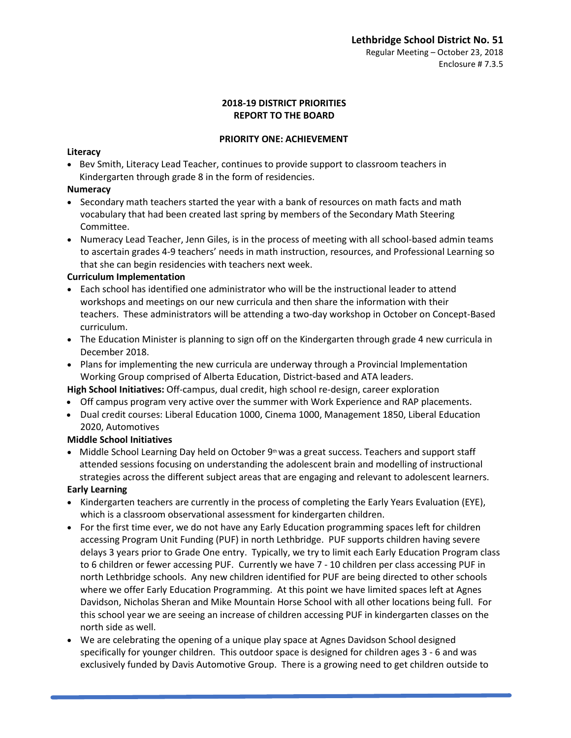**Lethbridge School District No. 51**
Regular Meeting – October 23, 2018
Enclosure # 7.3.5

## 2018-19 DISTRICT PRIORITIES
## REPORT TO THE BOARD

### PRIORITY ONE: ACHIEVEMENT

**Literacy**

- Bev Smith, Literacy Lead Teacher, continues to provide support to classroom teachers in Kindergarten through grade 8 in the form of residencies.

**Numeracy**

- Secondary math teachers started the year with a bank of resources on math facts and math vocabulary that had been created last spring by members of the Secondary Math Steering Committee.
- Numeracy Lead Teacher, Jenn Giles, is in the process of meeting with all school-based admin teams to ascertain grades 4-9 teachers' needs in math instruction, resources, and Professional Learning so that she can begin residencies with teachers next week.

**Curriculum Implementation**

- Each school has identified one administrator who will be the instructional leader to attend workshops and meetings on our new curricula and then share the information with their teachers. These administrators will be attending a two-day workshop in October on Concept-Based curriculum.
- The Education Minister is planning to sign off on the Kindergarten through grade 4 new curricula in December 2018.
- Plans for implementing the new curricula are underway through a Provincial Implementation Working Group comprised of Alberta Education, District-based and ATA leaders.

**High School Initiatives:** Off-campus, dual credit, high school re-design, career exploration

- Off campus program very active over the summer with Work Experience and RAP placements.
- Dual credit courses: Liberal Education 1000, Cinema 1000, Management 1850, Liberal Education 2020, Automotives

**Middle School Initiatives**

- Middle School Learning Day held on October 9th was a great success. Teachers and support staff attended sessions focusing on understanding the adolescent brain and modelling of instructional strategies across the different subject areas that are engaging and relevant to adolescent learners.

**Early Learning**

- Kindergarten teachers are currently in the process of completing the Early Years Evaluation (EYE), which is a classroom observational assessment for kindergarten children.
- For the first time ever, we do not have any Early Education programming spaces left for children accessing Program Unit Funding (PUF) in north Lethbridge. PUF supports children having severe delays 3 years prior to Grade One entry. Typically, we try to limit each Early Education Program class to 6 children or fewer accessing PUF. Currently we have 7 - 10 children per class accessing PUF in north Lethbridge schools. Any new children identified for PUF are being directed to other schools where we offer Early Education Programming. At this point we have limited spaces left at Agnes Davidson, Nicholas Sheran and Mike Mountain Horse School with all other locations being full. For this school year we are seeing an increase of children accessing PUF in kindergarten classes on the north side as well.
- We are celebrating the opening of a unique play space at Agnes Davidson School designed specifically for younger children. This outdoor space is designed for children ages 3 - 6 and was exclusively funded by Davis Automotive Group. There is a growing need to get children outside to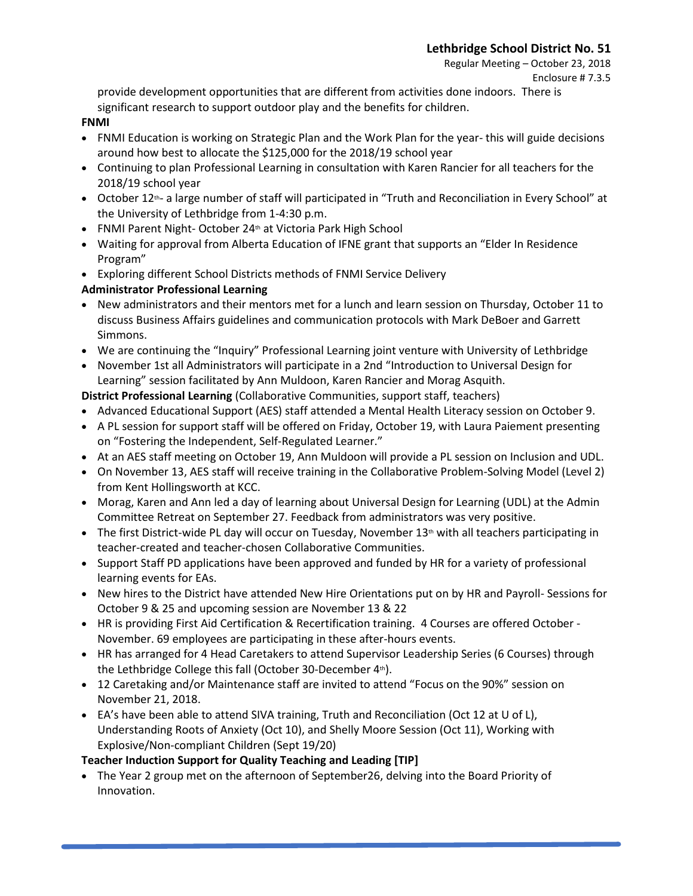provide development opportunities that are different from activities done indoors. There is significant research to support outdoor play and the benefits for children.

**FNMI**

- FNMI Education is working on Strategic Plan and the Work Plan for the year- this will guide decisions around how best to allocate the $125,000 for the 2018/19 school year
- Continuing to plan Professional Learning in consultation with Karen Rancier for all teachers for the 2018/19 school year
- October 12th- a large number of staff will participated in "Truth and Reconciliation in Every School" at the University of Lethbridge from 1-4:30 p.m.
- FNMI Parent Night- October 24th at Victoria Park High School
- Waiting for approval from Alberta Education of IFNE grant that supports an "Elder In Residence Program"
- Exploring different School Districts methods of FNMI Service Delivery

**Administrator Professional Learning**

- New administrators and their mentors met for a lunch and learn session on Thursday, October 11 to discuss Business Affairs guidelines and communication protocols with Mark DeBoer and Garrett Simmons.
- We are continuing the "Inquiry" Professional Learning joint venture with University of Lethbridge
- November 1st all Administrators will participate in a 2nd "Introduction to Universal Design for Learning" session facilitated by Ann Muldoon, Karen Rancier and Morag Asquith.

**District Professional Learning** (Collaborative Communities, support staff, teachers)

- Advanced Educational Support (AES) staff attended a Mental Health Literacy session on October 9.
- A PL session for support staff will be offered on Friday, October 19, with Laura Paiement presenting on "Fostering the Independent, Self-Regulated Learner."
- At an AES staff meeting on October 19, Ann Muldoon will provide a PL session on Inclusion and UDL.
- On November 13, AES staff will receive training in the Collaborative Problem-Solving Model (Level 2) from Kent Hollingsworth at KCC.
- Morag, Karen and Ann led a day of learning about Universal Design for Learning (UDL) at the Admin Committee Retreat on September 27. Feedback from administrators was very positive.
- The first District-wide PL day will occur on Tuesday, November 13th with all teachers participating in teacher-created and teacher-chosen Collaborative Communities.
- Support Staff PD applications have been approved and funded by HR for a variety of professional learning events for EAs.
- New hires to the District have attended New Hire Orientations put on by HR and Payroll- Sessions for October 9 & 25 and upcoming session are November 13 & 22
- HR is providing First Aid Certification & Recertification training. 4 Courses are offered October - November. 69 employees are participating in these after-hours events.
- HR has arranged for 4 Head Caretakers to attend Supervisor Leadership Series (6 Courses) through the Lethbridge College this fall (October 30-December 4th).
- 12 Caretaking and/or Maintenance staff are invited to attend "Focus on the 90%" session on November 21, 2018.
- EA's have been able to attend SIVA training, Truth and Reconciliation (Oct 12 at U of L), Understanding Roots of Anxiety (Oct 10), and Shelly Moore Session (Oct 11), Working with Explosive/Non-compliant Children (Sept 19/20)

**Teacher Induction Support for Quality Teaching and Leading [TIP]**

- The Year 2 group met on the afternoon of September26, delving into the Board Priority of Innovation.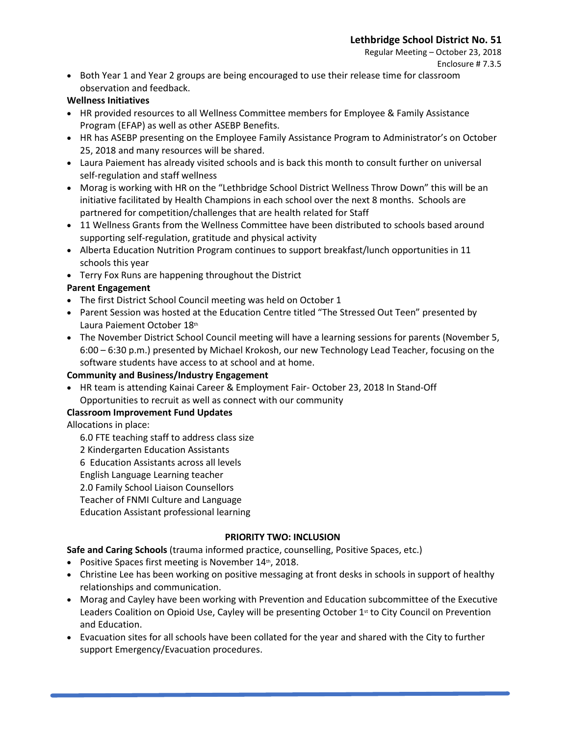- Both Year 1 and Year 2 groups are being encouraged to use their release time for classroom observation and feedback.

**Wellness Initiatives**

- HR provided resources to all Wellness Committee members for Employee & Family Assistance Program (EFAP) as well as other ASEBP Benefits.
- HR has ASEBP presenting on the Employee Family Assistance Program to Administrator's on October 25, 2018 and many resources will be shared.
- Laura Paiement has already visited schools and is back this month to consult further on universal self-regulation and staff wellness
- Morag is working with HR on the "Lethbridge School District Wellness Throw Down" this will be an initiative facilitated by Health Champions in each school over the next 8 months. Schools are partnered for competition/challenges that are health related for Staff
- 11 Wellness Grants from the Wellness Committee have been distributed to schools based around supporting self-regulation, gratitude and physical activity
- Alberta Education Nutrition Program continues to support breakfast/lunch opportunities in 11 schools this year
- Terry Fox Runs are happening throughout the District

**Parent Engagement**

- The first District School Council meeting was held on October 1
- Parent Session was hosted at the Education Centre titled "The Stressed Out Teen" presented by Laura Paiement October 18th
- The November District School Council meeting will have a learning sessions for parents (November 5, 6:00 – 6:30 p.m.) presented by Michael Krokosh, our new Technology Lead Teacher, focusing on the software students have access to at school and at home.

**Community and Business/Industry Engagement**

- HR team is attending Kainai Career & Employment Fair- October 23, 2018 In Stand-Off Opportunities to recruit as well as connect with our community

**Classroom Improvement Fund Updates**

Allocations in place:

6.0 FTE teaching staff to address class size
2 Kindergarten Education Assistants
6 Education Assistants across all levels
English Language Learning teacher
2.0 Family School Liaison Counsellors
Teacher of FNMI Culture and Language
Education Assistant professional learning

## PRIORITY TWO: INCLUSION

**Safe and Caring Schools** (trauma informed practice, counselling, Positive Spaces, etc.)

- Positive Spaces first meeting is November 14th, 2018.
- Christine Lee has been working on positive messaging at front desks in schools in support of healthy relationships and communication.
- Morag and Cayley have been working with Prevention and Education subcommittee of the Executive Leaders Coalition on Opioid Use, Cayley will be presenting October 1st to City Council on Prevention and Education.
- Evacuation sites for all schools have been collated for the year and shared with the City to further support Emergency/Evacuation procedures.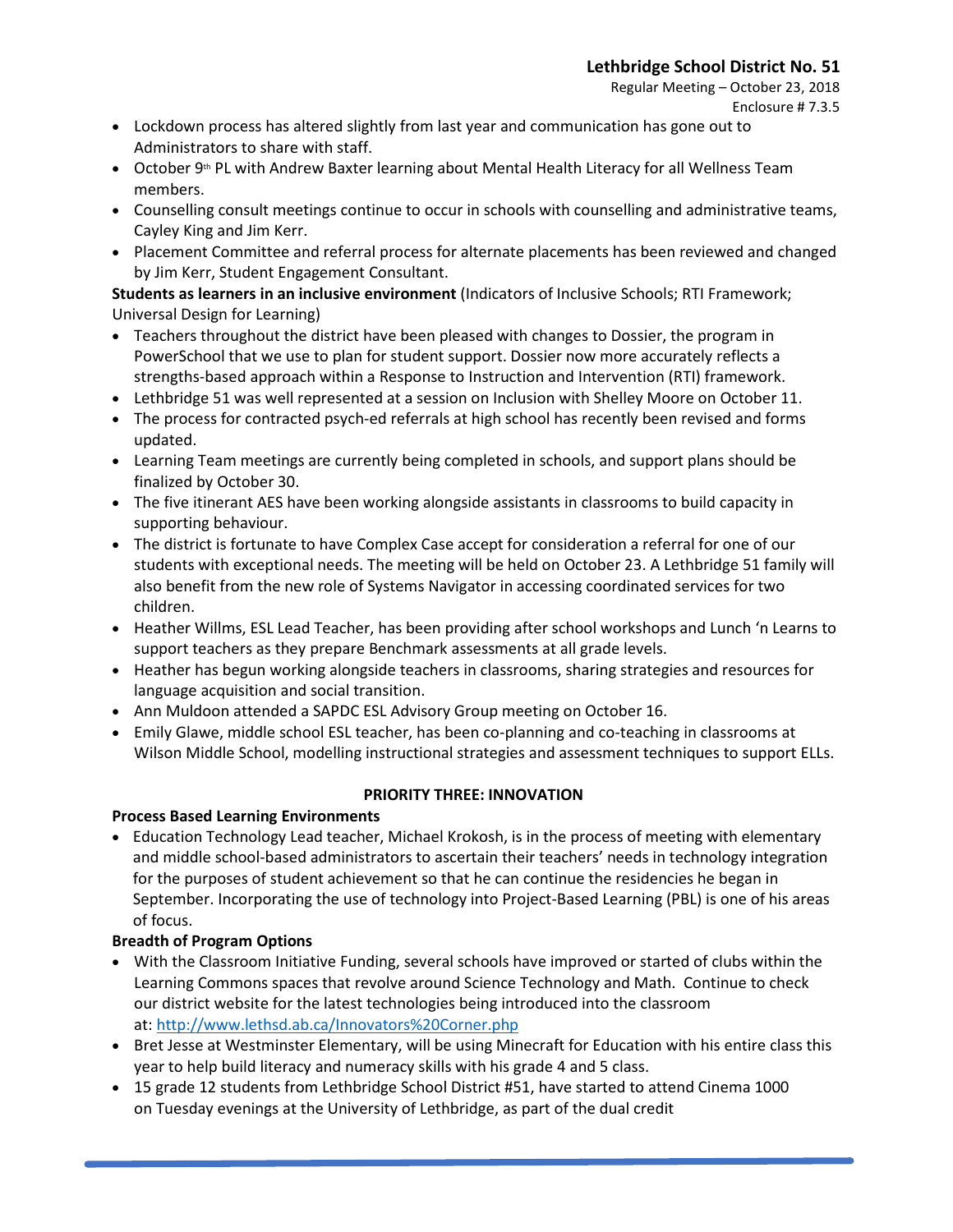- Lockdown process has altered slightly from last year and communication has gone out to Administrators to share with staff.
- October 9th PL with Andrew Baxter learning about Mental Health Literacy for all Wellness Team members.
- Counselling consult meetings continue to occur in schools with counselling and administrative teams, Cayley King and Jim Kerr.
- Placement Committee and referral process for alternate placements has been reviewed and changed by Jim Kerr, Student Engagement Consultant.

**Students as learners in an inclusive environment** (Indicators of Inclusive Schools; RTI Framework; Universal Design for Learning)

- Teachers throughout the district have been pleased with changes to Dossier, the program in PowerSchool that we use to plan for student support. Dossier now more accurately reflects a strengths-based approach within a Response to Instruction and Intervention (RTI) framework.
- Lethbridge 51 was well represented at a session on Inclusion with Shelley Moore on October 11.
- The process for contracted psych-ed referrals at high school has recently been revised and forms updated.
- Learning Team meetings are currently being completed in schools, and support plans should be finalized by October 30.
- The five itinerant AES have been working alongside assistants in classrooms to build capacity in supporting behaviour.
- The district is fortunate to have Complex Case accept for consideration a referral for one of our students with exceptional needs. The meeting will be held on October 23. A Lethbridge 51 family will also benefit from the new role of Systems Navigator in accessing coordinated services for two children.
- Heather Willms, ESL Lead Teacher, has been providing after school workshops and Lunch 'n Learns to support teachers as they prepare Benchmark assessments at all grade levels.
- Heather has begun working alongside teachers in classrooms, sharing strategies and resources for language acquisition and social transition.
- Ann Muldoon attended a SAPDC ESL Advisory Group meeting on October 16.
- Emily Glawe, middle school ESL teacher, has been co-planning and co-teaching in classrooms at Wilson Middle School, modelling instructional strategies and assessment techniques to support ELLs.

## PRIORITY THREE: INNOVATION

**Process Based Learning Environments**

- Education Technology Lead teacher, Michael Krokosh, is in the process of meeting with elementary and middle school-based administrators to ascertain their teachers' needs in technology integration for the purposes of student achievement so that he can continue the residencies he began in September. Incorporating the use of technology into Project-Based Learning (PBL) is one of his areas of focus.

**Breadth of Program Options**

- With the Classroom Initiative Funding, several schools have improved or started of clubs within the Learning Commons spaces that revolve around Science Technology and Math. Continue to check our district website for the latest technologies being introduced into the classroom at: http://www.lethsd.ab.ca/Innovators%20Corner.php
- Bret Jesse at Westminster Elementary, will be using Minecraft for Education with his entire class this year to help build literacy and numeracy skills with his grade 4 and 5 class.
- 15 grade 12 students from Lethbridge School District #51, have started to attend Cinema 1000 on Tuesday evenings at the University of Lethbridge, as part of the dual credit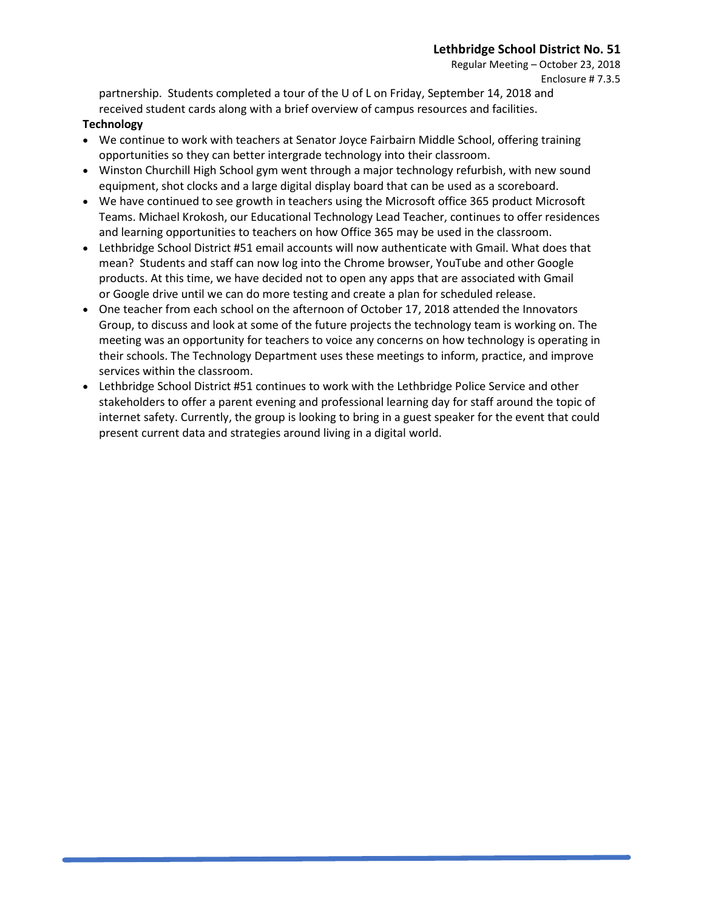partnership. Students completed a tour of the U of L on Friday, September 14, 2018 and received student cards along with a brief overview of campus resources and facilities.

**Technology**

- We continue to work with teachers at Senator Joyce Fairbairn Middle School, offering training opportunities so they can better intergrade technology into their classroom.
- Winston Churchill High School gym went through a major technology refurbish, with new sound equipment, shot clocks and a large digital display board that can be used as a scoreboard.
- We have continued to see growth in teachers using the Microsoft office 365 product Microsoft Teams. Michael Krokosh, our Educational Technology Lead Teacher, continues to offer residences and learning opportunities to teachers on how Office 365 may be used in the classroom.
- Lethbridge School District #51 email accounts will now authenticate with Gmail. What does that mean? Students and staff can now log into the Chrome browser, YouTube and other Google products. At this time, we have decided not to open any apps that are associated with Gmail or Google drive until we can do more testing and create a plan for scheduled release.
- One teacher from each school on the afternoon of October 17, 2018 attended the Innovators Group, to discuss and look at some of the future projects the technology team is working on. The meeting was an opportunity for teachers to voice any concerns on how technology is operating in their schools. The Technology Department uses these meetings to inform, practice, and improve services within the classroom.
- Lethbridge School District #51 continues to work with the Lethbridge Police Service and other stakeholders to offer a parent evening and professional learning day for staff around the topic of internet safety. Currently, the group is looking to bring in a guest speaker for the event that could present current data and strategies around living in a digital world.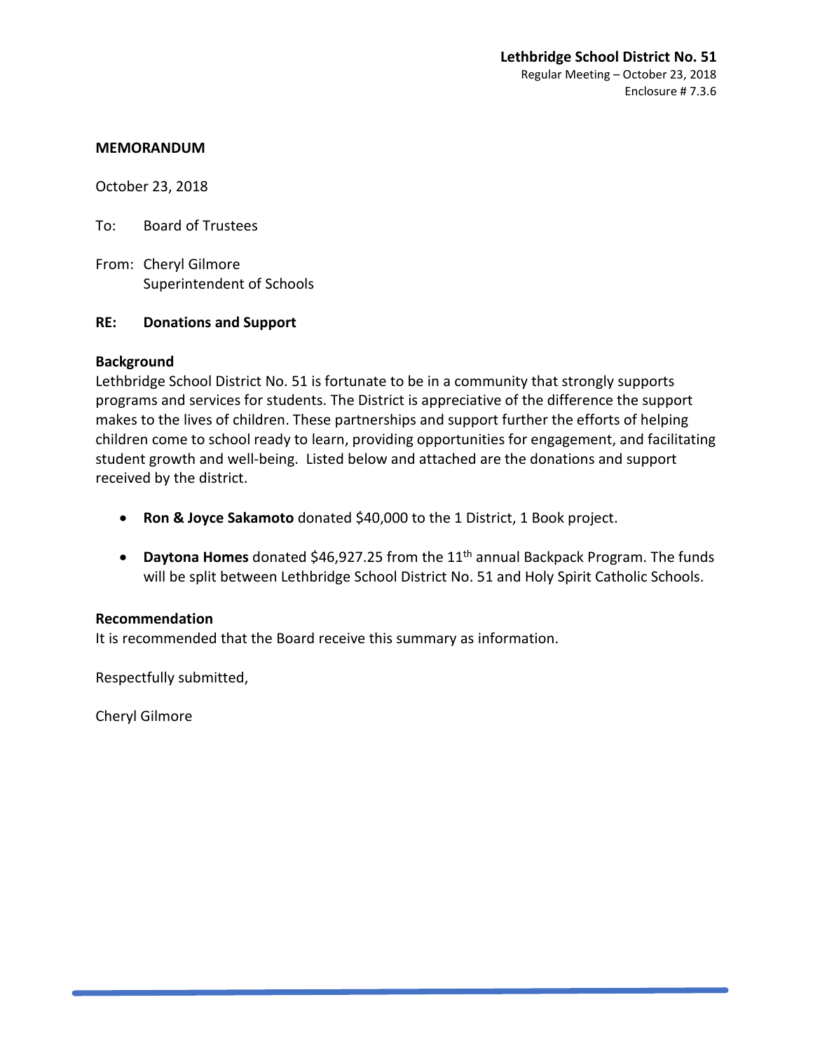**Lethbridge School District No. 51**
Regular Meeting – October 23, 2018
Enclosure # 7.3.6

**MEMORANDUM**

October 23, 2018

To: Board of Trustees

From: Cheryl Gilmore
Superintendent of Schools

**RE: Donations and Support**

**Background**

Lethbridge School District No. 51 is fortunate to be in a community that strongly supports programs and services for students. The District is appreciative of the difference the support makes to the lives of children. These partnerships and support further the efforts of helping children come to school ready to learn, providing opportunities for engagement, and facilitating student growth and well-being. Listed below and attached are the donations and support received by the district.

- **Ron & Joyce Sakamoto** donated $40,000 to the 1 District, 1 Book project.
- **Daytona Homes** donated $46,927.25 from the 11th annual Backpack Program. The funds will be split between Lethbridge School District No. 51 and Holy Spirit Catholic Schools.

**Recommendation**

It is recommended that the Board receive this summary as information.

Respectfully submitted,

Cheryl Gilmore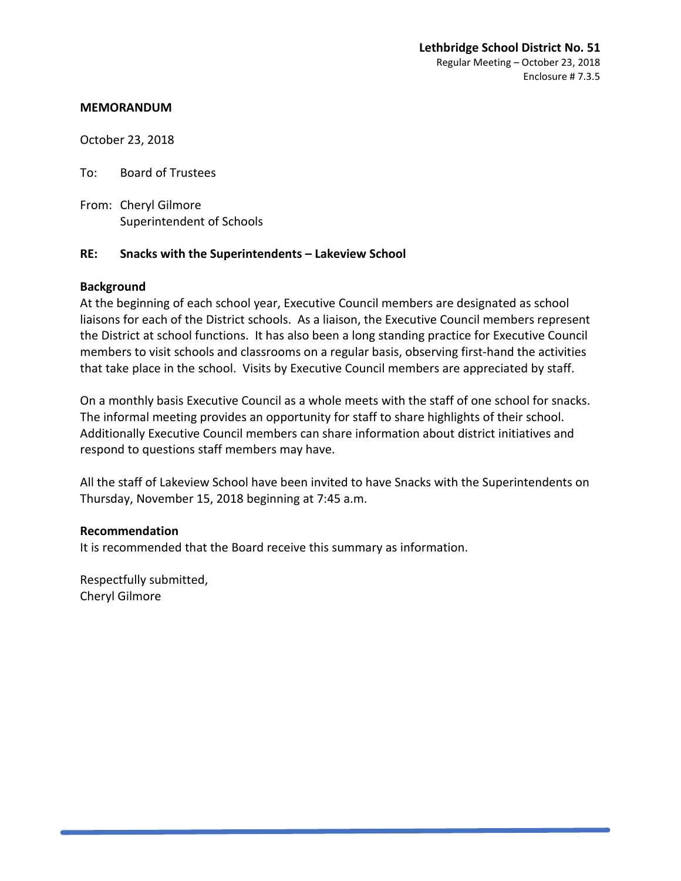**Lethbridge School District No. 51**
Regular Meeting – October 23, 2018
Enclosure # 7.3.5

**MEMORANDUM**

October 23, 2018

To: Board of Trustees

From: Cheryl Gilmore
Superintendent of Schools

**RE: Snacks with the Superintendents – Lakeview School**

**Background**

At the beginning of each school year, Executive Council members are designated as school liaisons for each of the District schools. As a liaison, the Executive Council members represent the District at school functions. It has also been a long standing practice for Executive Council members to visit schools and classrooms on a regular basis, observing first-hand the activities that take place in the school. Visits by Executive Council members are appreciated by staff.

On a monthly basis Executive Council as a whole meets with the staff of one school for snacks. The informal meeting provides an opportunity for staff to share highlights of their school. Additionally Executive Council members can share information about district initiatives and respond to questions staff members may have.

All the staff of Lakeview School have been invited to have Snacks with the Superintendents on Thursday, November 15, 2018 beginning at 7:45 a.m.

**Recommendation**

It is recommended that the Board receive this summary as information.

Respectfully submitted,
Cheryl Gilmore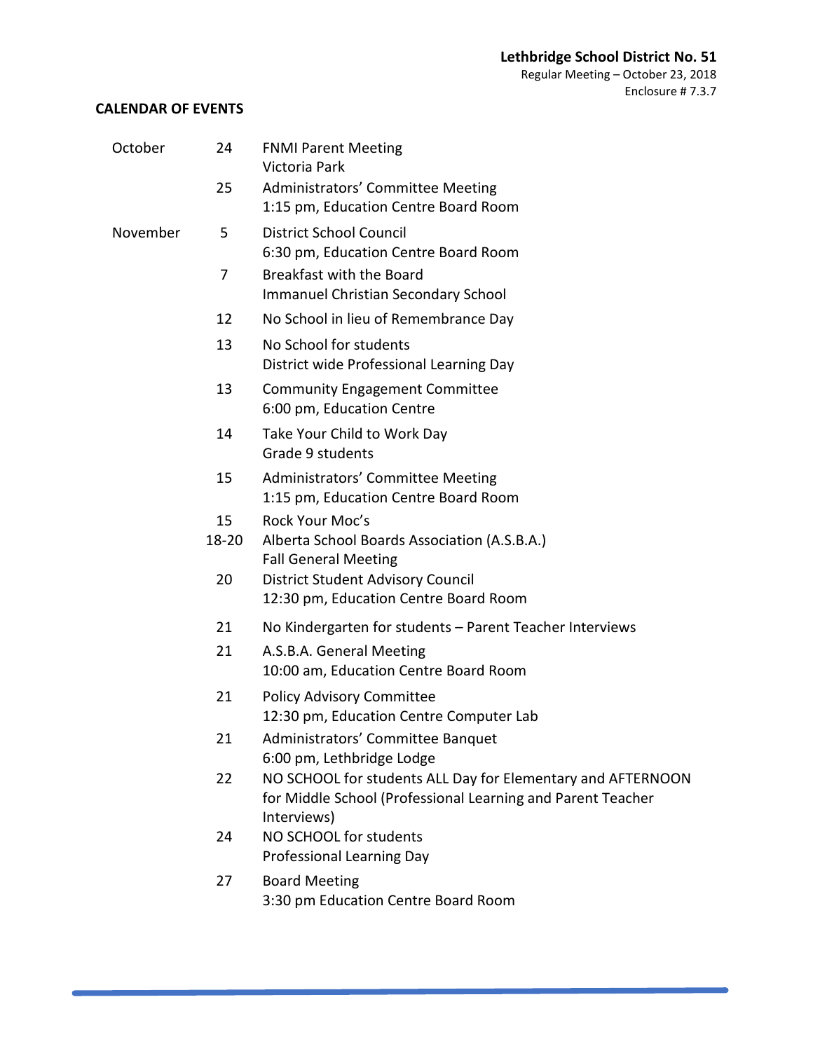**Lethbridge School District No. 51**
Regular Meeting – October 23, 2018
Enclosure # 7.3.7

## CALENDAR OF EVENTS

| Month | Date | Event |
|---|---|---|
| October | 24 | FNMI Parent Meeting<br>Victoria Park |
| | 25 | Administrators' Committee Meeting<br>1:15 pm, Education Centre Board Room |
| November | 5 | District School Council<br>6:30 pm, Education Centre Board Room |
| | 7 | Breakfast with the Board<br>Immanuel Christian Secondary School |
| | 12 | No School in lieu of Remembrance Day |
| | 13 | No School for students<br>District wide Professional Learning Day |
| | 13 | Community Engagement Committee<br>6:00 pm, Education Centre |
| | 14 | Take Your Child to Work Day<br>Grade 9 students |
| | 15 | Administrators' Committee Meeting<br>1:15 pm, Education Centre Board Room |
| | 15 | Rock Your Moc's |
| | 18-20 | Alberta School Boards Association (A.S.B.A.)<br>Fall General Meeting |
| | 20 | District Student Advisory Council<br>12:30 pm, Education Centre Board Room |
| | 21 | No Kindergarten for students – Parent Teacher Interviews |
| | 21 | A.S.B.A. General Meeting<br>10:00 am, Education Centre Board Room |
| | 21 | Policy Advisory Committee<br>12:30 pm, Education Centre Computer Lab |
| | 21 | Administrators' Committee Banquet<br>6:00 pm, Lethbridge Lodge |
| | 22 | NO SCHOOL for students ALL Day for Elementary and AFTERNOON for Middle School (Professional Learning and Parent Teacher Interviews) |
| | 24 | NO SCHOOL for students<br>Professional Learning Day |
| | 27 | Board Meeting<br>3:30 pm Education Centre Board Room |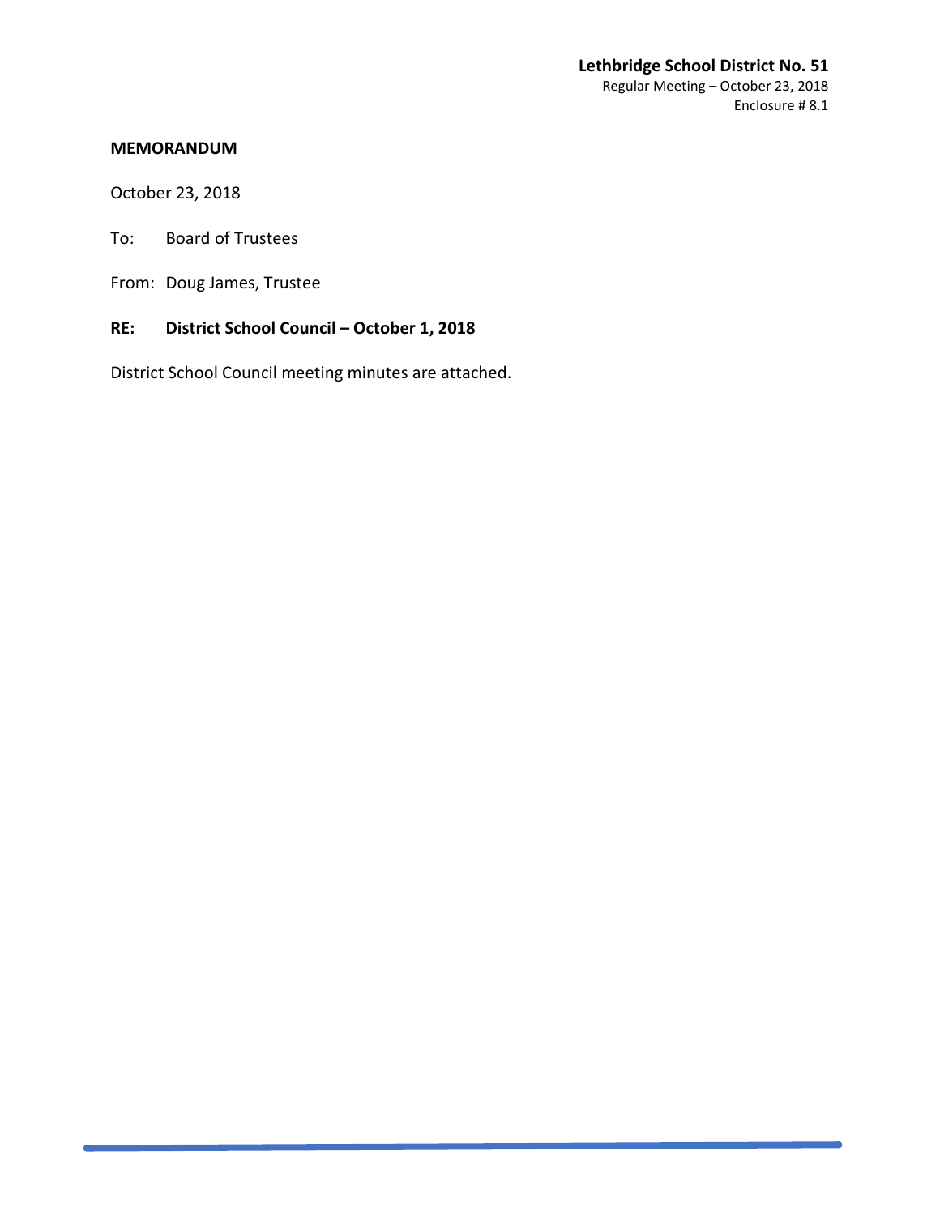**Lethbridge School District No. 51**
Regular Meeting – October 23, 2018
Enclosure # 8.1

**MEMORANDUM**

October 23, 2018

To: Board of Trustees

From: Doug James, Trustee

**RE: District School Council – October 1, 2018**

District School Council meeting minutes are attached.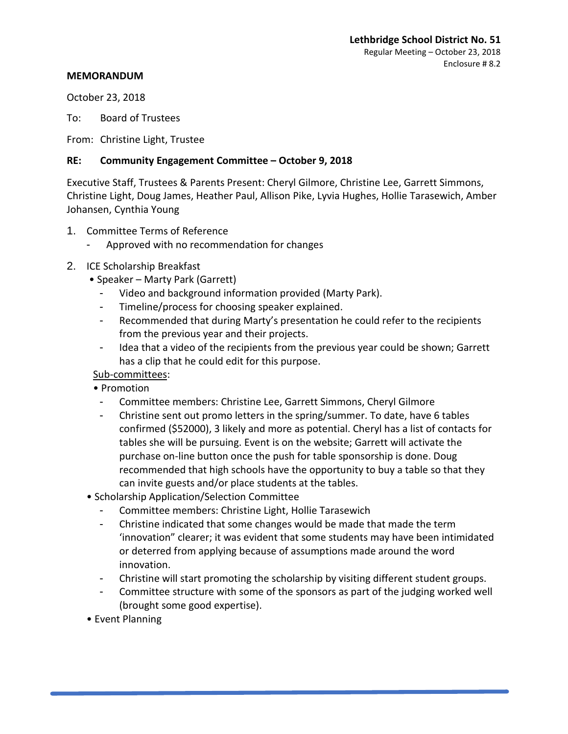**Lethbridge School District No. 51**
Regular Meeting – October 23, 2018
Enclosure # 8.2

**MEMORANDUM**

October 23, 2018

To: Board of Trustees

From: Christine Light, Trustee

**RE: Community Engagement Committee – October 9, 2018**

Executive Staff, Trustees & Parents Present: Cheryl Gilmore, Christine Lee, Garrett Simmons, Christine Light, Doug James, Heather Paul, Allison Pike, Lyvia Hughes, Hollie Tarasewich, Amber Johansen, Cynthia Young

1. Committee Terms of Reference
   - Approved with no recommendation for changes
2. ICE Scholarship Breakfast
   - Speaker – Marty Park (Garrett)
     - Video and background information provided (Marty Park).
     - Timeline/process for choosing speaker explained.
     - Recommended that during Marty's presentation he could refer to the recipients from the previous year and their projects.
     - Idea that a video of the recipients from the previous year could be shown; Garrett has a clip that he could edit for this purpose.

   Sub-committees:

   - Promotion
     - Committee members: Christine Lee, Garrett Simmons, Cheryl Gilmore
     - Christine sent out promo letters in the spring/summer. To date, have 6 tables confirmed ($52000), 3 likely and more as potential. Cheryl has a list of contacts for tables she will be pursuing. Event is on the website; Garrett will activate the purchase on-line button once the push for table sponsorship is done. Doug recommended that high schools have the opportunity to buy a table so that they can invite guests and/or place students at the tables.
   - Scholarship Application/Selection Committee
     - Committee members: Christine Light, Hollie Tarasewich
     - Christine indicated that some changes would be made that made the term 'innovation" clearer; it was evident that some students may have been intimidated or deterred from applying because of assumptions made around the word innovation.
     - Christine will start promoting the scholarship by visiting different student groups.
     - Committee structure with some of the sponsors as part of the judging worked well (brought some good expertise).
   - Event Planning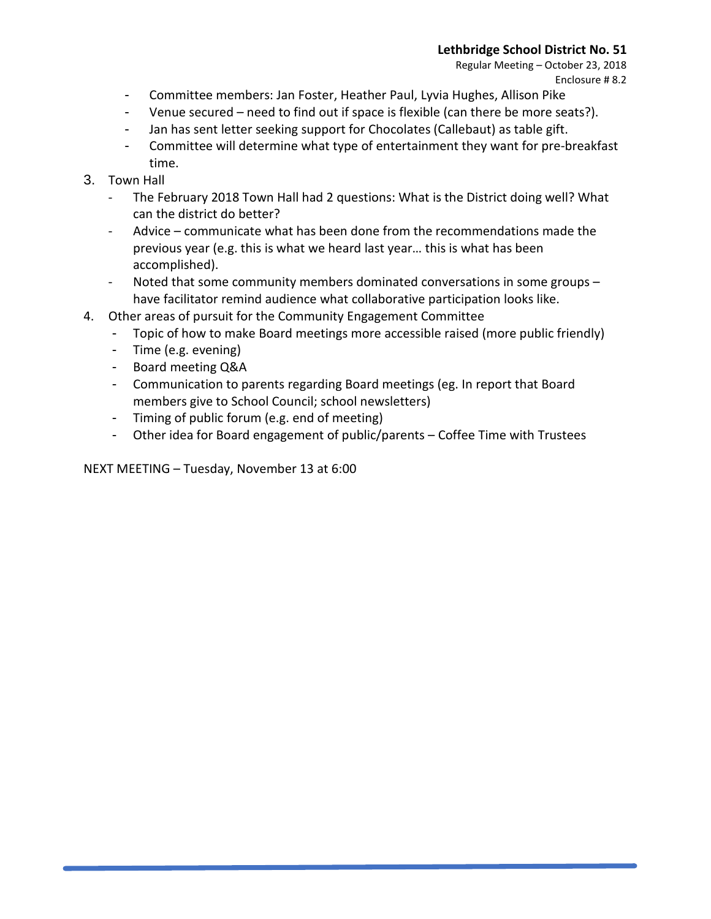- Committee members: Jan Foster, Heather Paul, Lyvia Hughes, Allison Pike
- Venue secured – need to find out if space is flexible (can there be more seats?).
- Jan has sent letter seeking support for Chocolates (Callebaut) as table gift.
- Committee will determine what type of entertainment they want for pre-breakfast time.

3. Town Hall
   - The February 2018 Town Hall had 2 questions: What is the District doing well? What can the district do better?
   - Advice – communicate what has been done from the recommendations made the previous year (e.g. this is what we heard last year… this is what has been accomplished).
   - Noted that some community members dominated conversations in some groups – have facilitator remind audience what collaborative participation looks like.
4. Other areas of pursuit for the Community Engagement Committee
   - Topic of how to make Board meetings more accessible raised (more public friendly)
   - Time (e.g. evening)
   - Board meeting Q&A
   - Communication to parents regarding Board meetings (eg. In report that Board members give to School Council; school newsletters)
   - Timing of public forum (e.g. end of meeting)
   - Other idea for Board engagement of public/parents – Coffee Time with Trustees

NEXT MEETING – Tuesday, November 13 at 6:00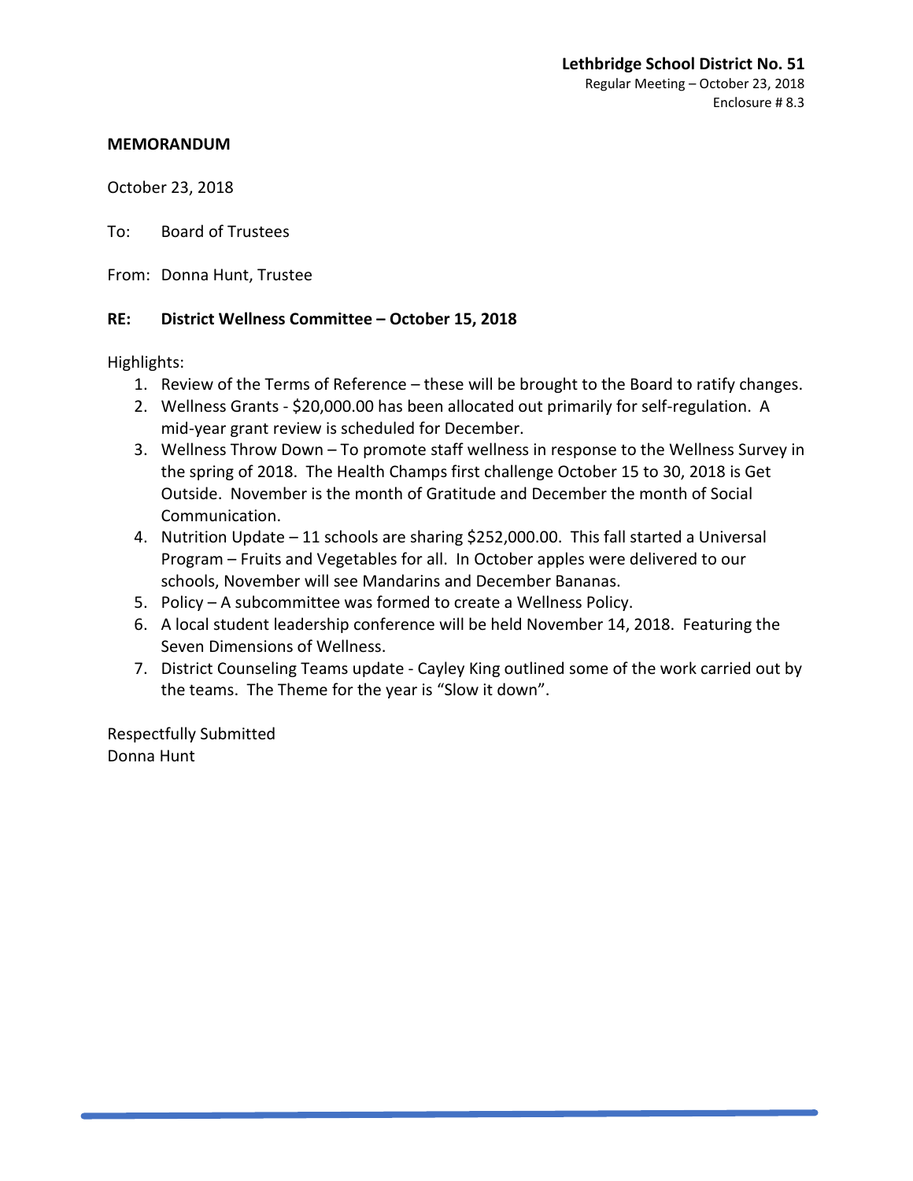**Lethbridge School District No. 51**
Regular Meeting – October 23, 2018
Enclosure # 8.3

**MEMORANDUM**

October 23, 2018

To: Board of Trustees

From: Donna Hunt, Trustee

**RE: District Wellness Committee – October 15, 2018**

Highlights:

1. Review of the Terms of Reference – these will be brought to the Board to ratify changes.
2. Wellness Grants - $20,000.00 has been allocated out primarily for self-regulation. A mid-year grant review is scheduled for December.
3. Wellness Throw Down – To promote staff wellness in response to the Wellness Survey in the spring of 2018. The Health Champs first challenge October 15 to 30, 2018 is Get Outside. November is the month of Gratitude and December the month of Social Communication.
4. Nutrition Update – 11 schools are sharing $252,000.00. This fall started a Universal Program – Fruits and Vegetables for all. In October apples were delivered to our schools, November will see Mandarins and December Bananas.
5. Policy – A subcommittee was formed to create a Wellness Policy.
6. A local student leadership conference will be held November 14, 2018. Featuring the Seven Dimensions of Wellness.
7. District Counseling Teams update - Cayley King outlined some of the work carried out by the teams. The Theme for the year is "Slow it down".

Respectfully Submitted
Donna Hunt